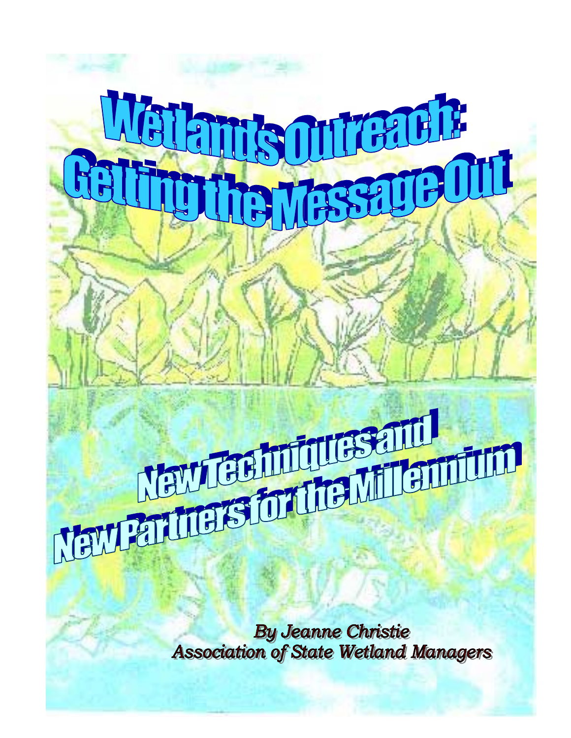# Wetlands Outreach: Getting the Message Out

## New Techniques and New Partners for the Millennium

*By Jeanne Christie*
*Association of State Wetland Managers*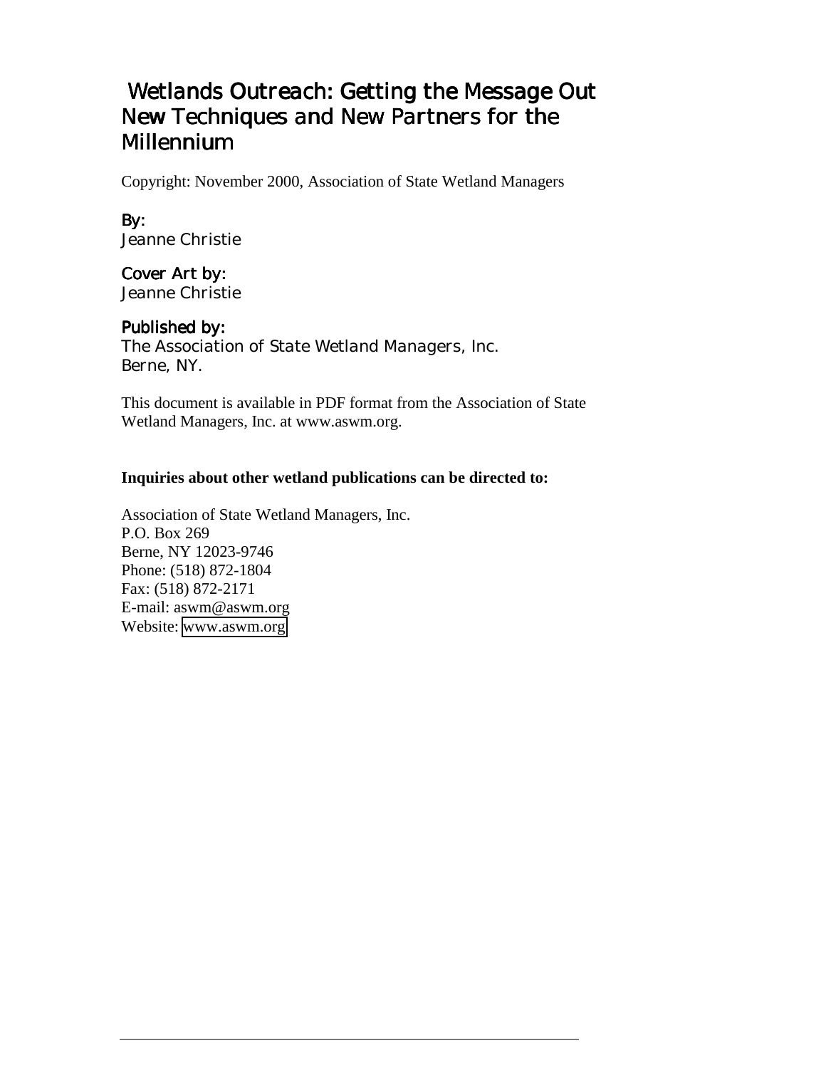# Wetlands Outreach: Getting the Message Out New Techniques and New Partners for the Millennium

Copyright: November 2000, Association of State Wetland Managers

**By:**
Jeanne Christie

**Cover Art by:**
Jeanne Christie

**Published by:**
The Association of State Wetland Managers, Inc.
Berne, NY.

This document is available in PDF format from the Association of State Wetland Managers, Inc. at www.aswm.org.

**Inquiries about other wetland publications can be directed to:**

Association of State Wetland Managers, Inc.
P.O. Box 269
Berne, NY 12023-9746
Phone: (518) 872-1804
Fax: (518) 872-2171
E-mail: aswm@aswm.org
Website: www.aswm.org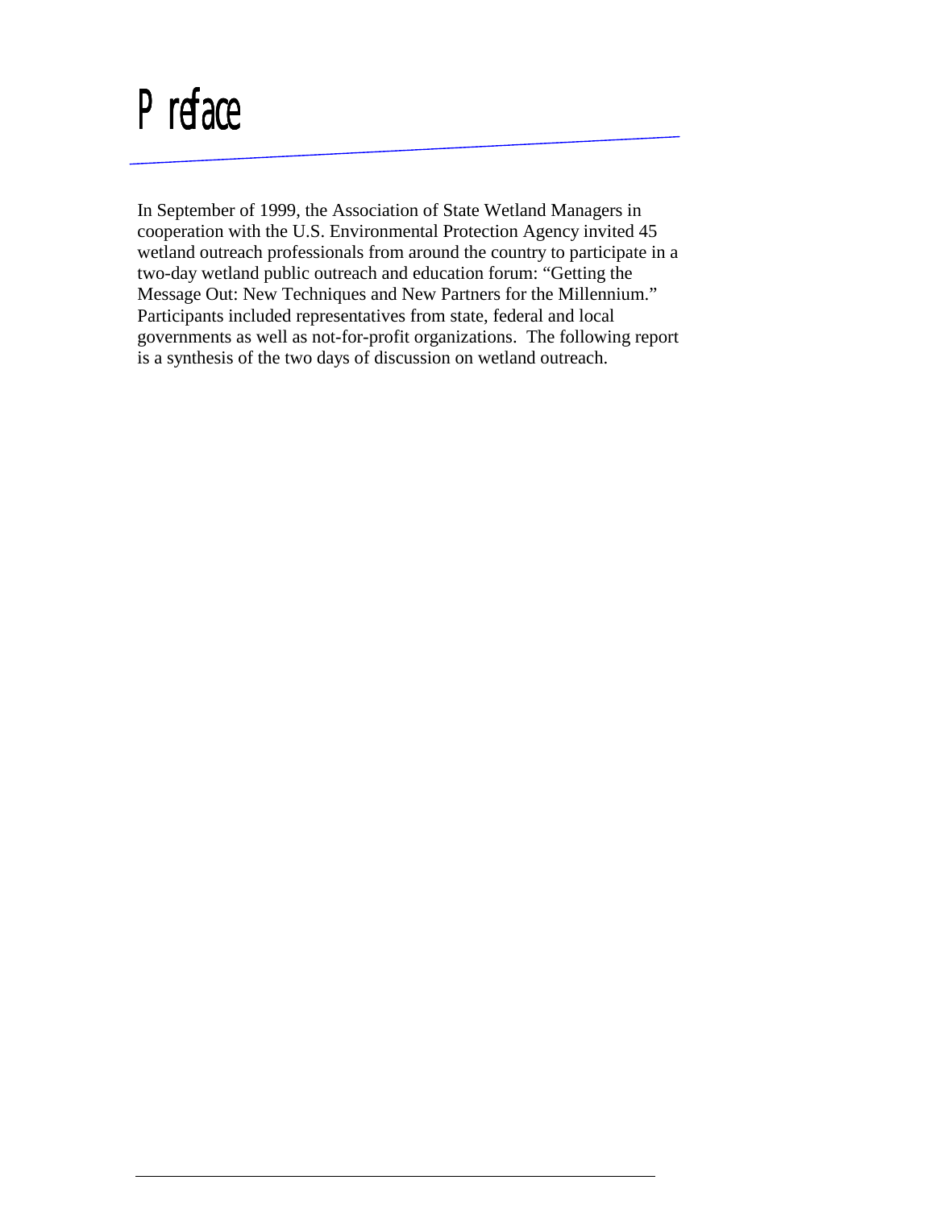# Preface

In September of 1999, the Association of State Wetland Managers in cooperation with the U.S. Environmental Protection Agency invited 45 wetland outreach professionals from around the country to participate in a two-day wetland public outreach and education forum: "Getting the Message Out: New Techniques and New Partners for the Millennium." Participants included representatives from state, federal and local governments as well as not-for-profit organizations. The following report is a synthesis of the two days of discussion on wetland outreach.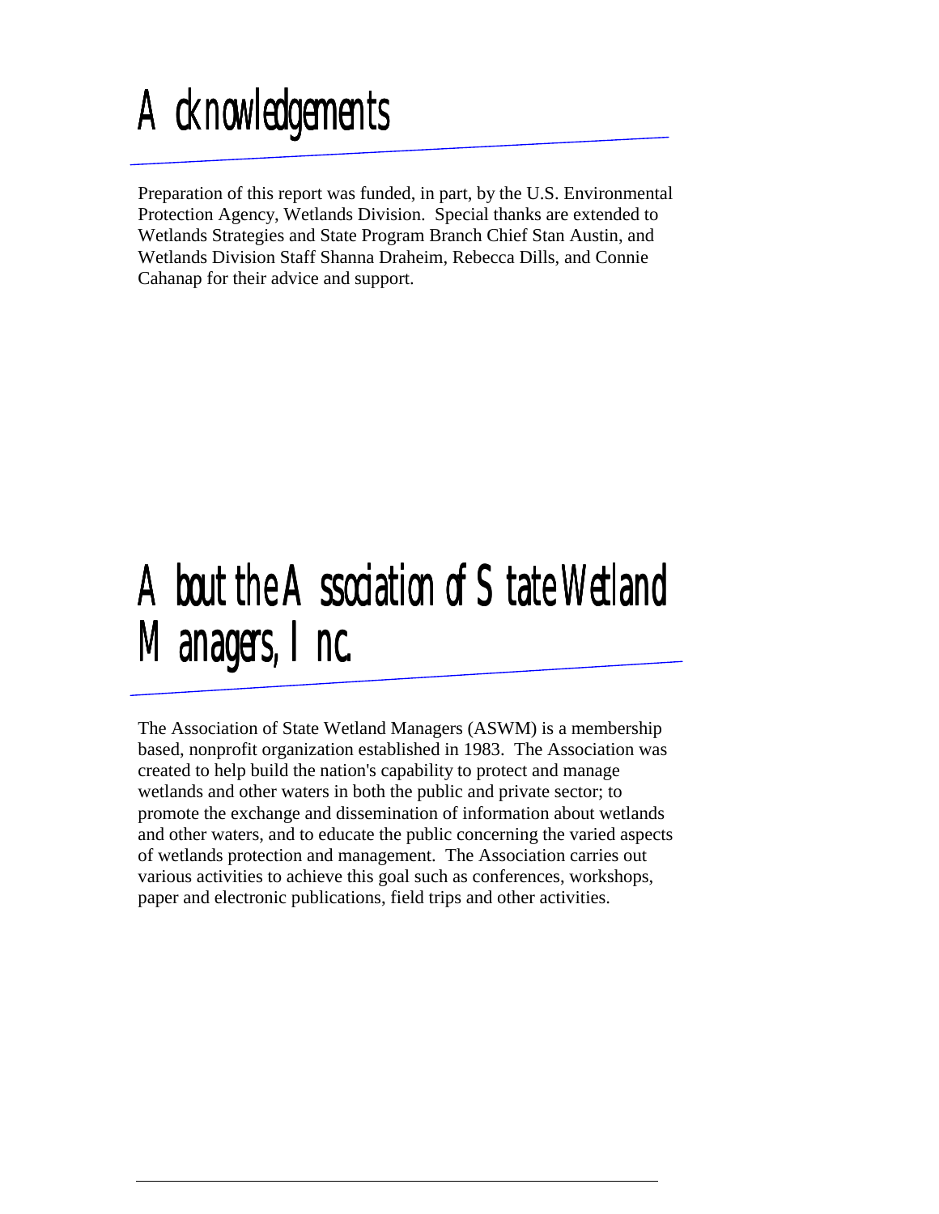# Acknowledgements

Preparation of this report was funded, in part, by the U.S. Environmental Protection Agency, Wetlands Division. Special thanks are extended to Wetlands Strategies and State Program Branch Chief Stan Austin, and Wetlands Division Staff Shanna Draheim, Rebecca Dills, and Connie Cahanap for their advice and support.

# About the Association of State Wetland Managers, Inc.

The Association of State Wetland Managers (ASWM) is a membership based, nonprofit organization established in 1983. The Association was created to help build the nation's capability to protect and manage wetlands and other waters in both the public and private sector; to promote the exchange and dissemination of information about wetlands and other waters, and to educate the public concerning the varied aspects of wetlands protection and management. The Association carries out various activities to achieve this goal such as conferences, workshops, paper and electronic publications, field trips and other activities.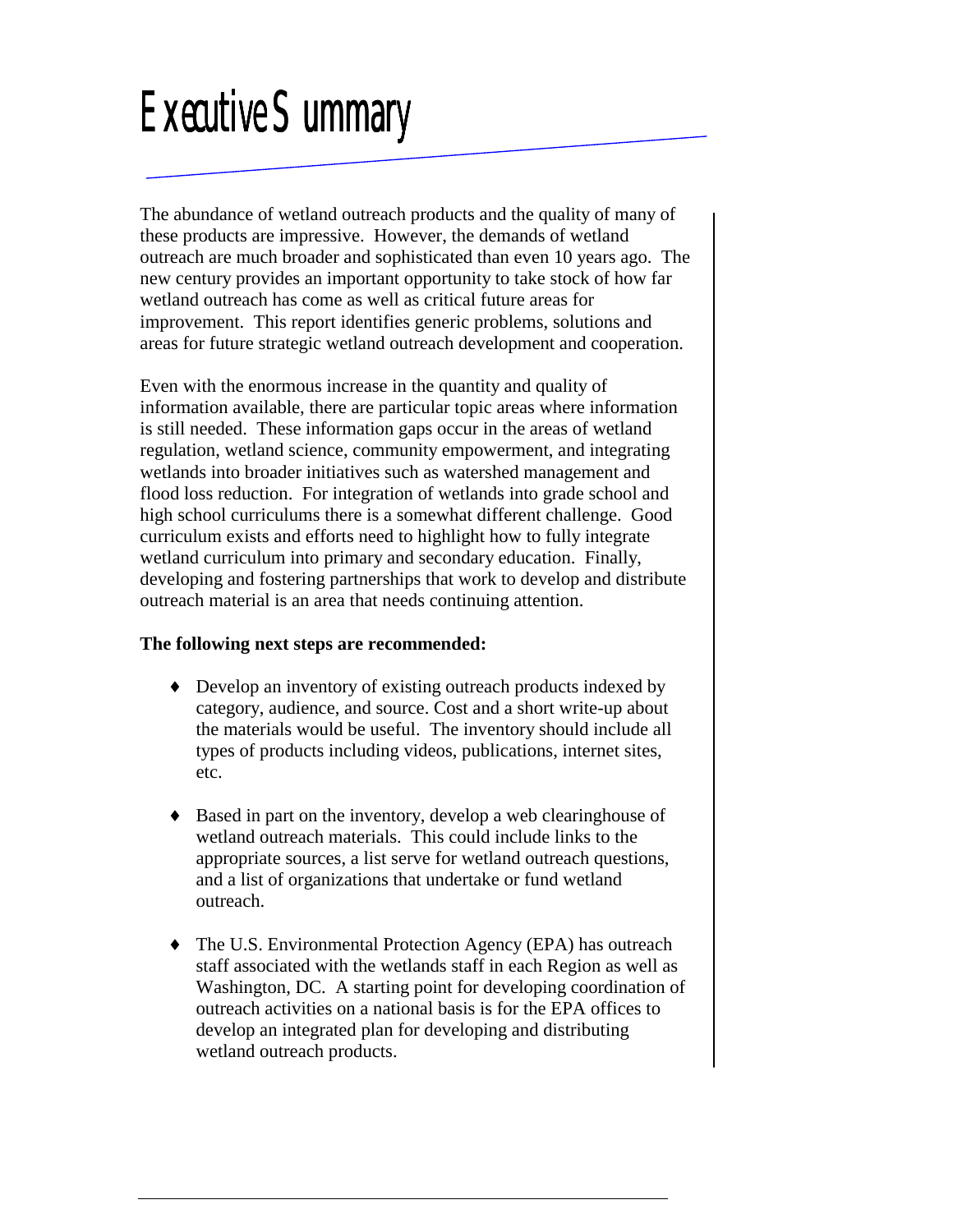# Executive Summary

The abundance of wetland outreach products and the quality of many of these products are impressive. However, the demands of wetland outreach are much broader and sophisticated than even 10 years ago. The new century provides an important opportunity to take stock of how far wetland outreach has come as well as critical future areas for improvement. This report identifies generic problems, solutions and areas for future strategic wetland outreach development and cooperation.

Even with the enormous increase in the quantity and quality of information available, there are particular topic areas where information is still needed. These information gaps occur in the areas of wetland regulation, wetland science, community empowerment, and integrating wetlands into broader initiatives such as watershed management and flood loss reduction. For integration of wetlands into grade school and high school curriculums there is a somewhat different challenge. Good curriculum exists and efforts need to highlight how to fully integrate wetland curriculum into primary and secondary education. Finally, developing and fostering partnerships that work to develop and distribute outreach material is an area that needs continuing attention.

**The following next steps are recommended:**

- Develop an inventory of existing outreach products indexed by category, audience, and source. Cost and a short write-up about the materials would be useful. The inventory should include all types of products including videos, publications, internet sites, etc.

- Based in part on the inventory, develop a web clearinghouse of wetland outreach materials. This could include links to the appropriate sources, a list serve for wetland outreach questions, and a list of organizations that undertake or fund wetland outreach.

- The U.S. Environmental Protection Agency (EPA) has outreach staff associated with the wetlands staff in each Region as well as Washington, DC. A starting point for developing coordination of outreach activities on a national basis is for the EPA offices to develop an integrated plan for developing and distributing wetland outreach products.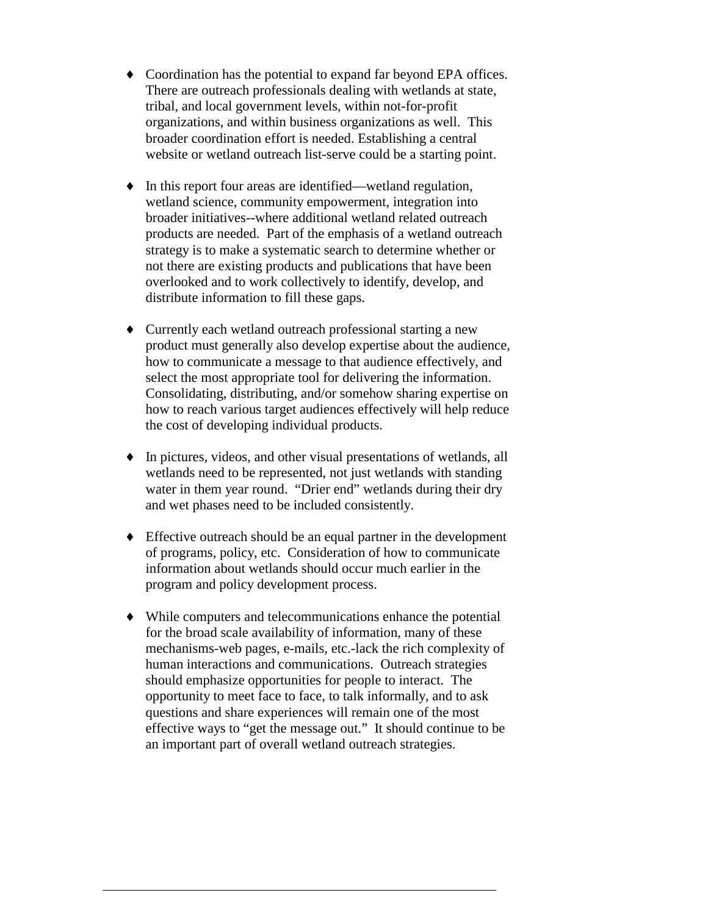- Coordination has the potential to expand far beyond EPA offices. There are outreach professionals dealing with wetlands at state, tribal, and local government levels, within not-for-profit organizations, and within business organizations as well. This broader coordination effort is needed. Establishing a central website or wetland outreach list-serve could be a starting point.

- In this report four areas are identified—wetland regulation, wetland science, community empowerment, integration into broader initiatives--where additional wetland related outreach products are needed. Part of the emphasis of a wetland outreach strategy is to make a systematic search to determine whether or not there are existing products and publications that have been overlooked and to work collectively to identify, develop, and distribute information to fill these gaps.

- Currently each wetland outreach professional starting a new product must generally also develop expertise about the audience, how to communicate a message to that audience effectively, and select the most appropriate tool for delivering the information. Consolidating, distributing, and/or somehow sharing expertise on how to reach various target audiences effectively will help reduce the cost of developing individual products.

- In pictures, videos, and other visual presentations of wetlands, all wetlands need to be represented, not just wetlands with standing water in them year round. "Drier end" wetlands during their dry and wet phases need to be included consistently.

- Effective outreach should be an equal partner in the development of programs, policy, etc. Consideration of how to communicate information about wetlands should occur much earlier in the program and policy development process.

- While computers and telecommunications enhance the potential for the broad scale availability of information, many of these mechanisms-web pages, e-mails, etc.-lack the rich complexity of human interactions and communications. Outreach strategies should emphasize opportunities for people to interact. The opportunity to meet face to face, to talk informally, and to ask questions and share experiences will remain one of the most effective ways to "get the message out." It should continue to be an important part of overall wetland outreach strategies.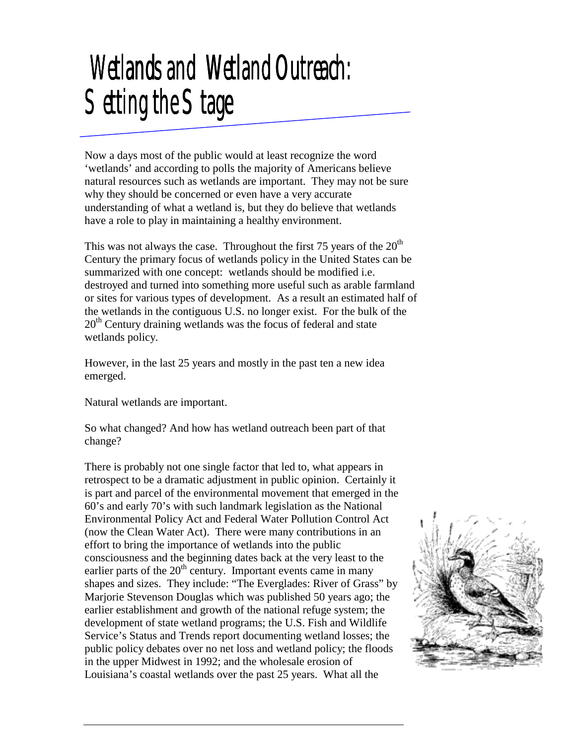# Wetlands and Wetland Outreach: Setting the Stage

Now a days most of the public would at least recognize the word 'wetlands' and according to polls the majority of Americans believe natural resources such as wetlands are important. They may not be sure why they should be concerned or even have a very accurate understanding of what a wetland is, but they do believe that wetlands have a role to play in maintaining a healthy environment.

This was not always the case. Throughout the first 75 years of the 20th Century the primary focus of wetlands policy in the United States can be summarized with one concept: wetlands should be modified i.e. destroyed and turned into something more useful such as arable farmland or sites for various types of development. As a result an estimated half of the wetlands in the contiguous U.S. no longer exist. For the bulk of the 20th Century draining wetlands was the focus of federal and state wetlands policy.

However, in the last 25 years and mostly in the past ten a new idea emerged.

Natural wetlands are important.

So what changed? And how has wetland outreach been part of that change?

There is probably not one single factor that led to, what appears in retrospect to be a dramatic adjustment in public opinion. Certainly it is part and parcel of the environmental movement that emerged in the 60's and early 70's with such landmark legislation as the National Environmental Policy Act and Federal Water Pollution Control Act (now the Clean Water Act). There were many contributions in an effort to bring the importance of wetlands into the public consciousness and the beginning dates back at the very least to the earlier parts of the 20th century. Important events came in many shapes and sizes. They include: "The Everglades: River of Grass" by Marjorie Stevenson Douglas which was published 50 years ago; the earlier establishment and growth of the national refuge system; the development of state wetland programs; the U.S. Fish and Wildlife Service's Status and Trends report documenting wetland losses; the public policy debates over no net loss and wetland policy; the floods in the upper Midwest in 1992; and the wholesale erosion of Louisiana's coastal wetlands over the past 25 years. What all the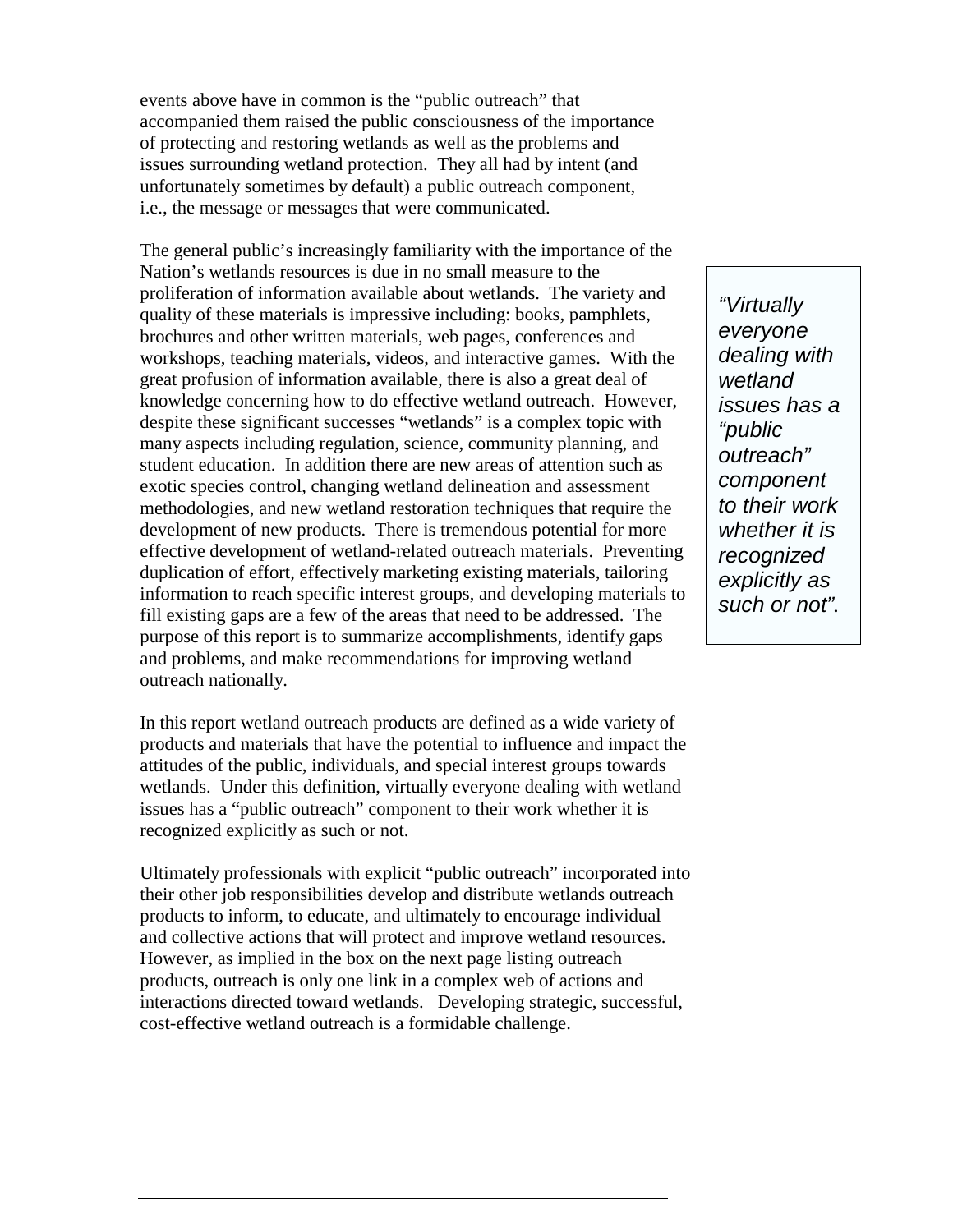events above have in common is the "public outreach" that accompanied them raised the public consciousness of the importance of protecting and restoring wetlands as well as the problems and issues surrounding wetland protection. They all had by intent (and unfortunately sometimes by default) a public outreach component, i.e., the message or messages that were communicated.

The general public's increasingly familiarity with the importance of the Nation's wetlands resources is due in no small measure to the proliferation of information available about wetlands. The variety and quality of these materials is impressive including: books, pamphlets, brochures and other written materials, web pages, conferences and workshops, teaching materials, videos, and interactive games. With the great profusion of information available, there is also a great deal of knowledge concerning how to do effective wetland outreach. However, despite these significant successes "wetlands" is a complex topic with many aspects including regulation, science, community planning, and student education. In addition there are new areas of attention such as exotic species control, changing wetland delineation and assessment methodologies, and new wetland restoration techniques that require the development of new products. There is tremendous potential for more effective development of wetland-related outreach materials. Preventing duplication of effort, effectively marketing existing materials, tailoring information to reach specific interest groups, and developing materials to fill existing gaps are a few of the areas that need to be addressed. The purpose of this report is to summarize accomplishments, identify gaps and problems, and make recommendations for improving wetland outreach nationally.

> *"Virtually everyone dealing with wetland issues has a "public outreach" component to their work whether it is recognized explicitly as such or not".*

In this report wetland outreach products are defined as a wide variety of products and materials that have the potential to influence and impact the attitudes of the public, individuals, and special interest groups towards wetlands. Under this definition, virtually everyone dealing with wetland issues has a "public outreach" component to their work whether it is recognized explicitly as such or not.

Ultimately professionals with explicit "public outreach" incorporated into their other job responsibilities develop and distribute wetlands outreach products to inform, to educate, and ultimately to encourage individual and collective actions that will protect and improve wetland resources. However, as implied in the box on the next page listing outreach products, outreach is only one link in a complex web of actions and interactions directed toward wetlands. Developing strategic, successful, cost-effective wetland outreach is a formidable challenge.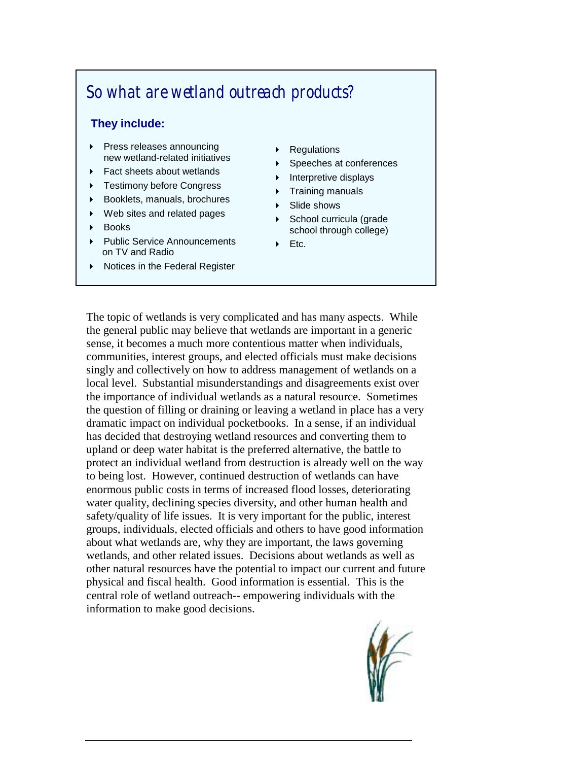## So what are wetland outreach products?

**They include:**

- Press releases announcing new wetland-related initiatives
- Fact sheets about wetlands
- Testimony before Congress
- Booklets, manuals, brochures
- Web sites and related pages
- Books
- Public Service Announcements on TV and Radio
- Notices in the Federal Register
- Regulations
- Speeches at conferences
- Interpretive displays
- Training manuals
- Slide shows
- School curricula (grade school through college)
- Etc.

The topic of wetlands is very complicated and has many aspects. While the general public may believe that wetlands are important in a generic sense, it becomes a much more contentious matter when individuals, communities, interest groups, and elected officials must make decisions singly and collectively on how to address management of wetlands on a local level. Substantial misunderstandings and disagreements exist over the importance of individual wetlands as a natural resource. Sometimes the question of filling or draining or leaving a wetland in place has a very dramatic impact on individual pocketbooks. In a sense, if an individual has decided that destroying wetland resources and converting them to upland or deep water habitat is the preferred alternative, the battle to protect an individual wetland from destruction is already well on the way to being lost. However, continued destruction of wetlands can have enormous public costs in terms of increased flood losses, deteriorating water quality, declining species diversity, and other human health and safety/quality of life issues. It is very important for the public, interest groups, individuals, elected officials and others to have good information about what wetlands are, why they are important, the laws governing wetlands, and other related issues. Decisions about wetlands as well as other natural resources have the potential to impact our current and future physical and fiscal health. Good information is essential. This is the central role of wetland outreach-- empowering individuals with the information to make good decisions.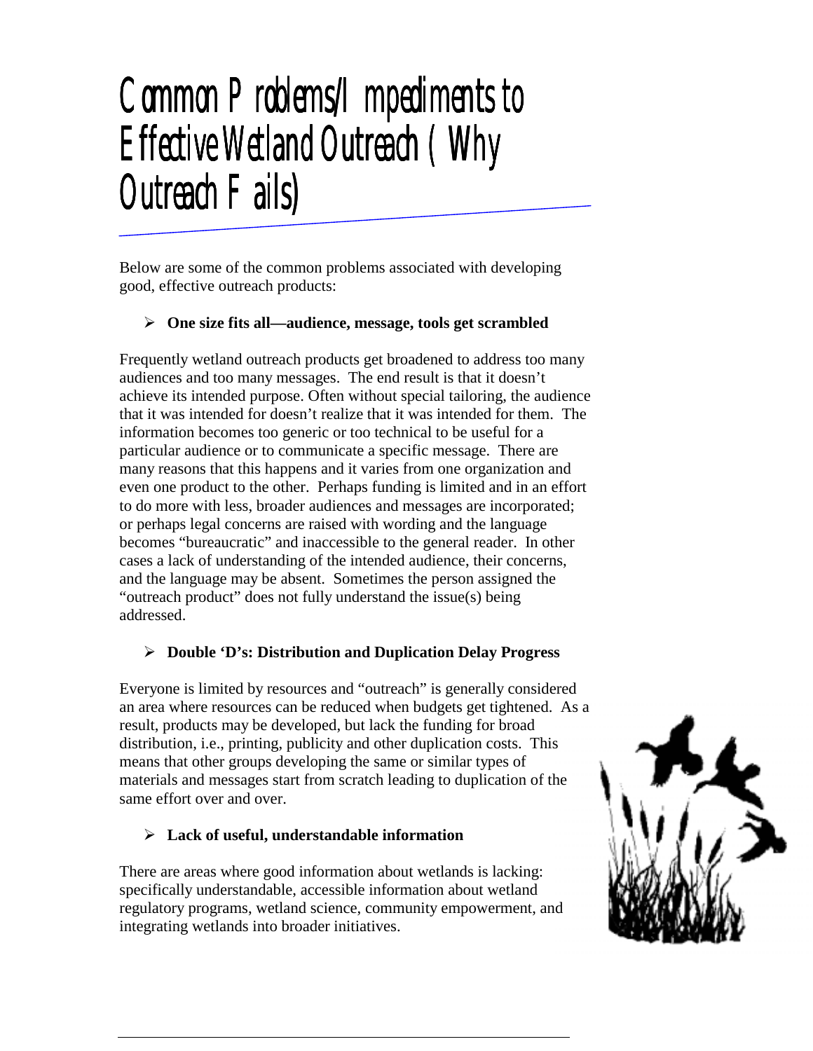# Common Problems/Impediments to Effective Wetland Outreach (Why Outreach Fails)

Below are some of the common problems associated with developing good, effective outreach products:

- **One size fits all—audience, message, tools get scrambled**

Frequently wetland outreach products get broadened to address too many audiences and too many messages. The end result is that it doesn't achieve its intended purpose. Often without special tailoring, the audience that it was intended for doesn't realize that it was intended for them. The information becomes too generic or too technical to be useful for a particular audience or to communicate a specific message. There are many reasons that this happens and it varies from one organization and even one product to the other. Perhaps funding is limited and in an effort to do more with less, broader audiences and messages are incorporated; or perhaps legal concerns are raised with wording and the language becomes "bureaucratic" and inaccessible to the general reader. In other cases a lack of understanding of the intended audience, their concerns, and the language may be absent. Sometimes the person assigned the "outreach product" does not fully understand the issue(s) being addressed.

- **Double 'D's: Distribution and Duplication Delay Progress**

Everyone is limited by resources and "outreach" is generally considered an area where resources can be reduced when budgets get tightened. As a result, products may be developed, but lack the funding for broad distribution, i.e., printing, publicity and other duplication costs. This means that other groups developing the same or similar types of materials and messages start from scratch leading to duplication of the same effort over and over.

- **Lack of useful, understandable information**

There are areas where good information about wetlands is lacking: specifically understandable, accessible information about wetland regulatory programs, wetland science, community empowerment, and integrating wetlands into broader initiatives.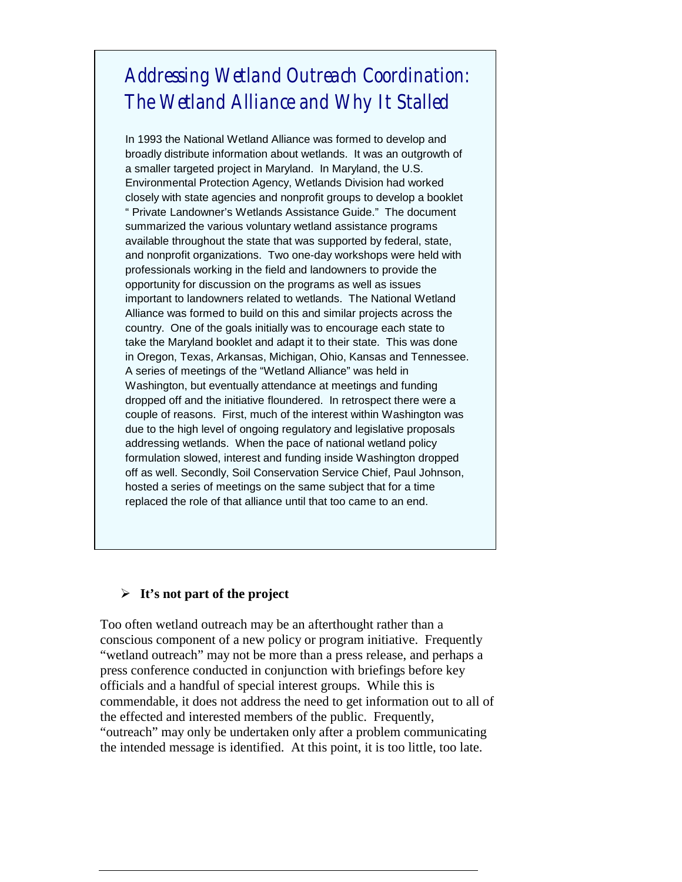## *Addressing Wetland Outreach Coordination: The Wetland Alliance and Why It Stalled*

In 1993 the National Wetland Alliance was formed to develop and broadly distribute information about wetlands. It was an outgrowth of a smaller targeted project in Maryland. In Maryland, the U.S. Environmental Protection Agency, Wetlands Division had worked closely with state agencies and nonprofit groups to develop a booklet " Private Landowner's Wetlands Assistance Guide." The document summarized the various voluntary wetland assistance programs available throughout the state that was supported by federal, state, and nonprofit organizations. Two one-day workshops were held with professionals working in the field and landowners to provide the opportunity for discussion on the programs as well as issues important to landowners related to wetlands. The National Wetland Alliance was formed to build on this and similar projects across the country. One of the goals initially was to encourage each state to take the Maryland booklet and adapt it to their state. This was done in Oregon, Texas, Arkansas, Michigan, Ohio, Kansas and Tennessee. A series of meetings of the "Wetland Alliance" was held in Washington, but eventually attendance at meetings and funding dropped off and the initiative floundered. In retrospect there were a couple of reasons. First, much of the interest within Washington was due to the high level of ongoing regulatory and legislative proposals addressing wetlands. When the pace of national wetland policy formulation slowed, interest and funding inside Washington dropped off as well. Secondly, Soil Conservation Service Chief, Paul Johnson, hosted a series of meetings on the same subject that for a time replaced the role of that alliance until that too came to an end.

- **It's not part of the project**

Too often wetland outreach may be an afterthought rather than a conscious component of a new policy or program initiative. Frequently "wetland outreach" may not be more than a press release, and perhaps a press conference conducted in conjunction with briefings before key officials and a handful of special interest groups. While this is commendable, it does not address the need to get information out to all of the effected and interested members of the public. Frequently, "outreach" may only be undertaken only after a problem communicating the intended message is identified. At this point, it is too little, too late.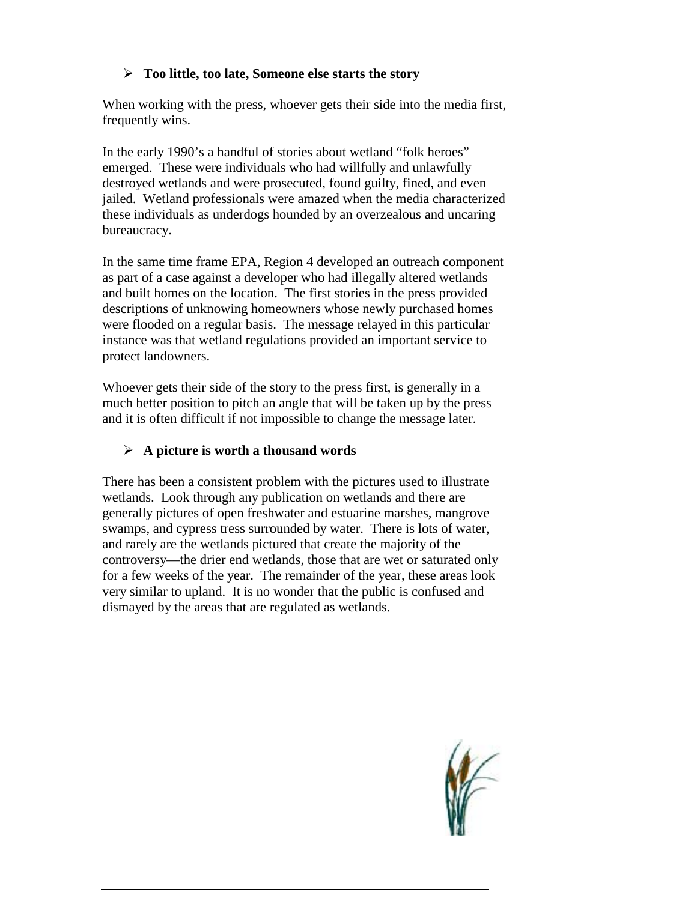- **Too little, too late, Someone else starts the story**

When working with the press, whoever gets their side into the media first, frequently wins.

In the early 1990's a handful of stories about wetland "folk heroes" emerged. These were individuals who had willfully and unlawfully destroyed wetlands and were prosecuted, found guilty, fined, and even jailed. Wetland professionals were amazed when the media characterized these individuals as underdogs hounded by an overzealous and uncaring bureaucracy.

In the same time frame EPA, Region 4 developed an outreach component as part of a case against a developer who had illegally altered wetlands and built homes on the location. The first stories in the press provided descriptions of unknowing homeowners whose newly purchased homes were flooded on a regular basis. The message relayed in this particular instance was that wetland regulations provided an important service to protect landowners.

Whoever gets their side of the story to the press first, is generally in a much better position to pitch an angle that will be taken up by the press and it is often difficult if not impossible to change the message later.

- **A picture is worth a thousand words**

There has been a consistent problem with the pictures used to illustrate wetlands. Look through any publication on wetlands and there are generally pictures of open freshwater and estuarine marshes, mangrove swamps, and cypress tress surrounded by water. There is lots of water, and rarely are the wetlands pictured that create the majority of the controversy—the drier end wetlands, those that are wet or saturated only for a few weeks of the year. The remainder of the year, these areas look very similar to upland. It is no wonder that the public is confused and dismayed by the areas that are regulated as wetlands.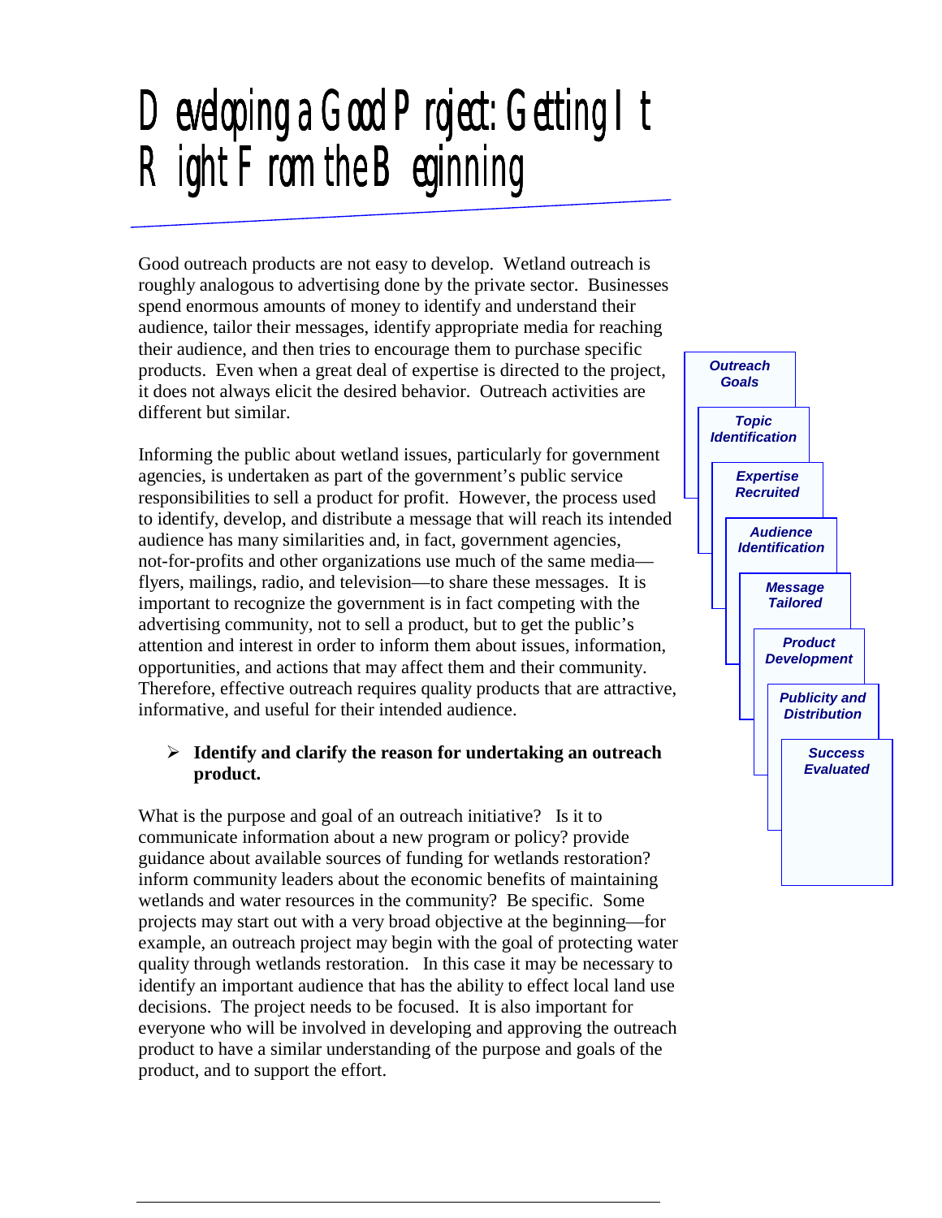# Developing a Good Project: Getting It Right From the Beginning

Good outreach products are not easy to develop. Wetland outreach is roughly analogous to advertising done by the private sector. Businesses spend enormous amounts of money to identify and understand their audience, tailor their messages, identify appropriate media for reaching their audience, and then tries to encourage them to purchase specific products. Even when a great deal of expertise is directed to the project, it does not always elicit the desired behavior. Outreach activities are different but similar.

Informing the public about wetland issues, particularly for government agencies, is undertaken as part of the government's public service responsibilities to sell a product for profit. However, the process used to identify, develop, and distribute a message that will reach its intended audience has many similarities and, in fact, government agencies, not-for-profits and other organizations use much of the same media—flyers, mailings, radio, and television—to share these messages. It is important to recognize the government is in fact competing with the advertising community, not to sell a product, but to get the public's attention and interest in order to inform them about issues, information, opportunities, and actions that may affect them and their community. Therefore, effective outreach requires quality products that are attractive, informative, and useful for their intended audience.

*Outreach Goals*

*Topic Identification*

*Expertise Recruited*

*Audience Identification*

*Message Tailored*

*Product Development*

*Publicity and Distribution*

*Success Evaluated*

- **Identify and clarify the reason for undertaking an outreach product.**

What is the purpose and goal of an outreach initiative? Is it to communicate information about a new program or policy? provide guidance about available sources of funding for wetlands restoration? inform community leaders about the economic benefits of maintaining wetlands and water resources in the community? Be specific. Some projects may start out with a very broad objective at the beginning—for example, an outreach project may begin with the goal of protecting water quality through wetlands restoration. In this case it may be necessary to identify an important audience that has the ability to effect local land use decisions. The project needs to be focused. It is also important for everyone who will be involved in developing and approving the outreach product to have a similar understanding of the purpose and goals of the product, and to support the effort.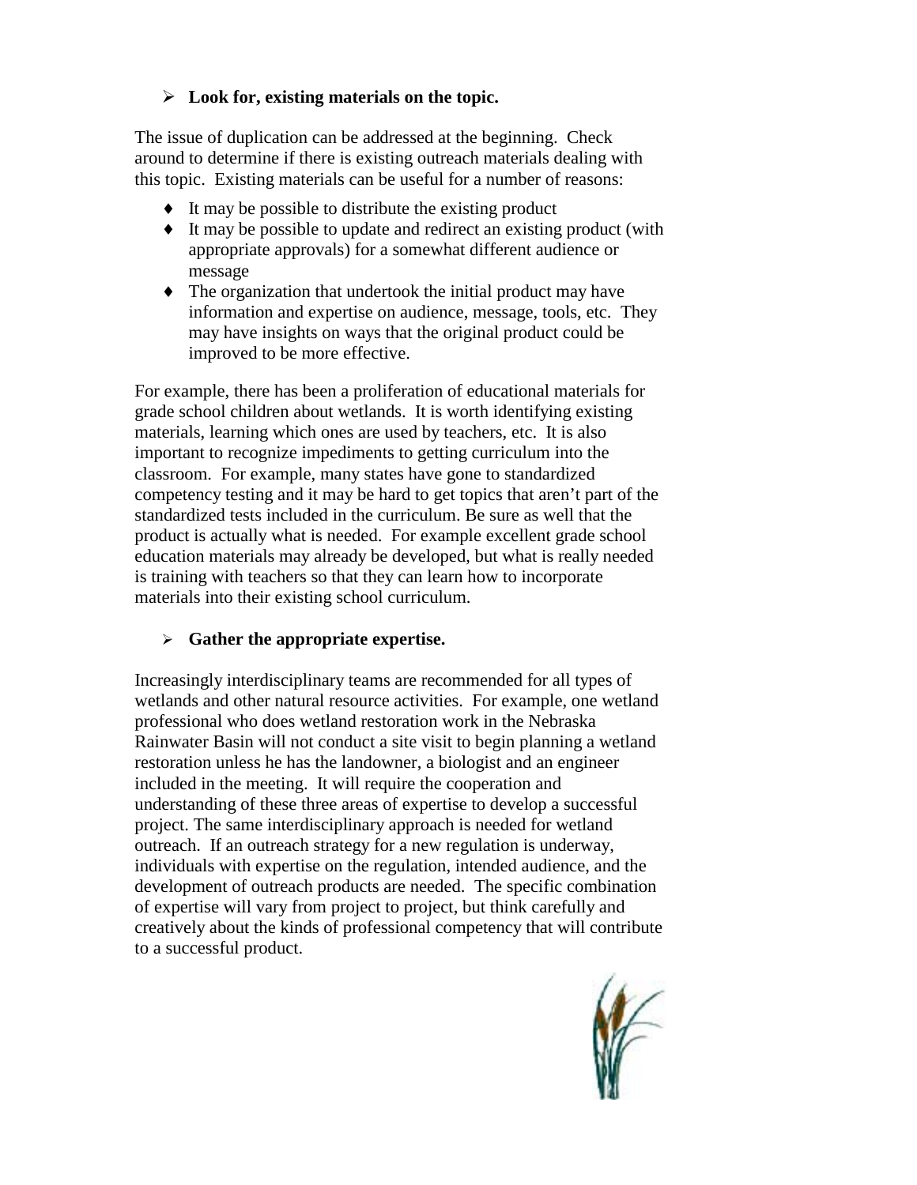- **Look for, existing materials on the topic.**

The issue of duplication can be addressed at the beginning. Check around to determine if there is existing outreach materials dealing with this topic. Existing materials can be useful for a number of reasons:

- It may be possible to distribute the existing product
- It may be possible to update and redirect an existing product (with appropriate approvals) for a somewhat different audience or message
- The organization that undertook the initial product may have information and expertise on audience, message, tools, etc. They may have insights on ways that the original product could be improved to be more effective.

For example, there has been a proliferation of educational materials for grade school children about wetlands. It is worth identifying existing materials, learning which ones are used by teachers, etc. It is also important to recognize impediments to getting curriculum into the classroom. For example, many states have gone to standardized competency testing and it may be hard to get topics that aren't part of the standardized tests included in the curriculum. Be sure as well that the product is actually what is needed. For example excellent grade school education materials may already be developed, but what is really needed is training with teachers so that they can learn how to incorporate materials into their existing school curriculum.

- **Gather the appropriate expertise.**

Increasingly interdisciplinary teams are recommended for all types of wetlands and other natural resource activities. For example, one wetland professional who does wetland restoration work in the Nebraska Rainwater Basin will not conduct a site visit to begin planning a wetland restoration unless he has the landowner, a biologist and an engineer included in the meeting. It will require the cooperation and understanding of these three areas of expertise to develop a successful project. The same interdisciplinary approach is needed for wetland outreach. If an outreach strategy for a new regulation is underway, individuals with expertise on the regulation, intended audience, and the development of outreach products are needed. The specific combination of expertise will vary from project to project, but think carefully and creatively about the kinds of professional competency that will contribute to a successful product.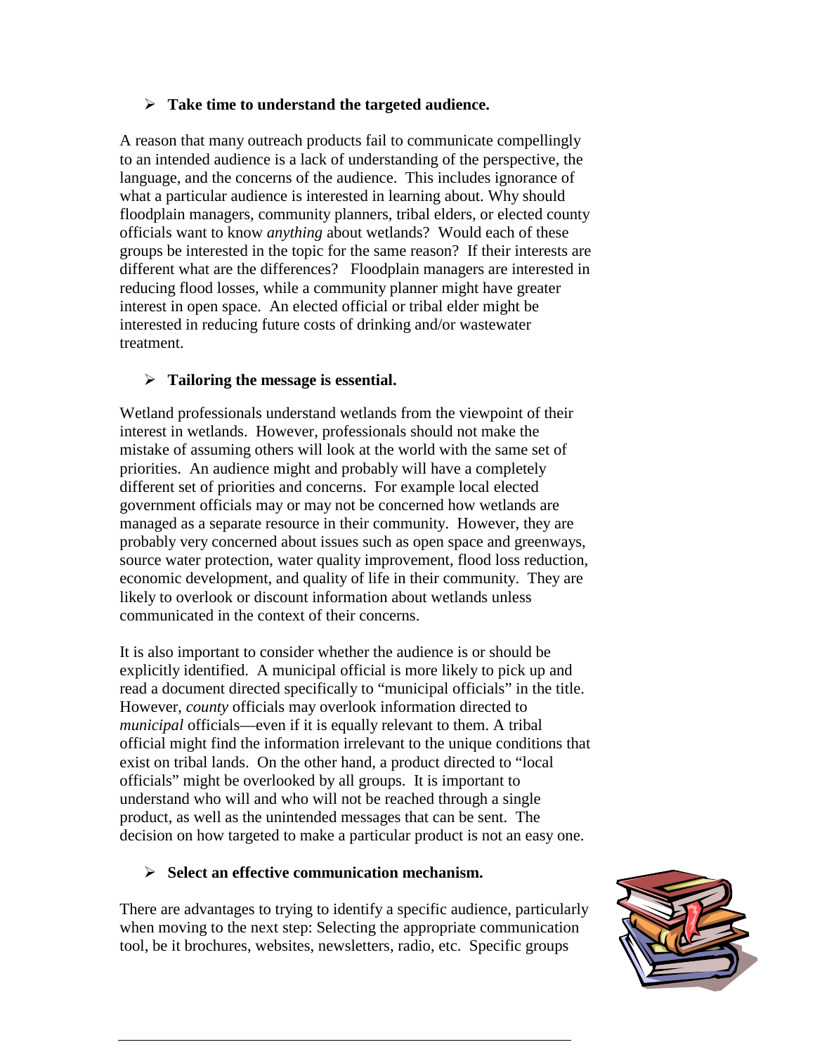- **Take time to understand the targeted audience.**

A reason that many outreach products fail to communicate compellingly to an intended audience is a lack of understanding of the perspective, the language, and the concerns of the audience. This includes ignorance of what a particular audience is interested in learning about. Why should floodplain managers, community planners, tribal elders, or elected county officials want to know *anything* about wetlands? Would each of these groups be interested in the topic for the same reason? If their interests are different what are the differences? Floodplain managers are interested in reducing flood losses, while a community planner might have greater interest in open space. An elected official or tribal elder might be interested in reducing future costs of drinking and/or wastewater treatment.

- **Tailoring the message is essential.**

Wetland professionals understand wetlands from the viewpoint of their interest in wetlands. However, professionals should not make the mistake of assuming others will look at the world with the same set of priorities. An audience might and probably will have a completely different set of priorities and concerns. For example local elected government officials may or may not be concerned how wetlands are managed as a separate resource in their community. However, they are probably very concerned about issues such as open space and greenways, source water protection, water quality improvement, flood loss reduction, economic development, and quality of life in their community. They are likely to overlook or discount information about wetlands unless communicated in the context of their concerns.

It is also important to consider whether the audience is or should be explicitly identified. A municipal official is more likely to pick up and read a document directed specifically to "municipal officials" in the title. However, *county* officials may overlook information directed to *municipal* officials—even if it is equally relevant to them. A tribal official might find the information irrelevant to the unique conditions that exist on tribal lands. On the other hand, a product directed to "local officials" might be overlooked by all groups. It is important to understand who will and who will not be reached through a single product, as well as the unintended messages that can be sent. The decision on how targeted to make a particular product is not an easy one.

- **Select an effective communication mechanism.**

There are advantages to trying to identify a specific audience, particularly when moving to the next step: Selecting the appropriate communication tool, be it brochures, websites, newsletters, radio, etc. Specific groups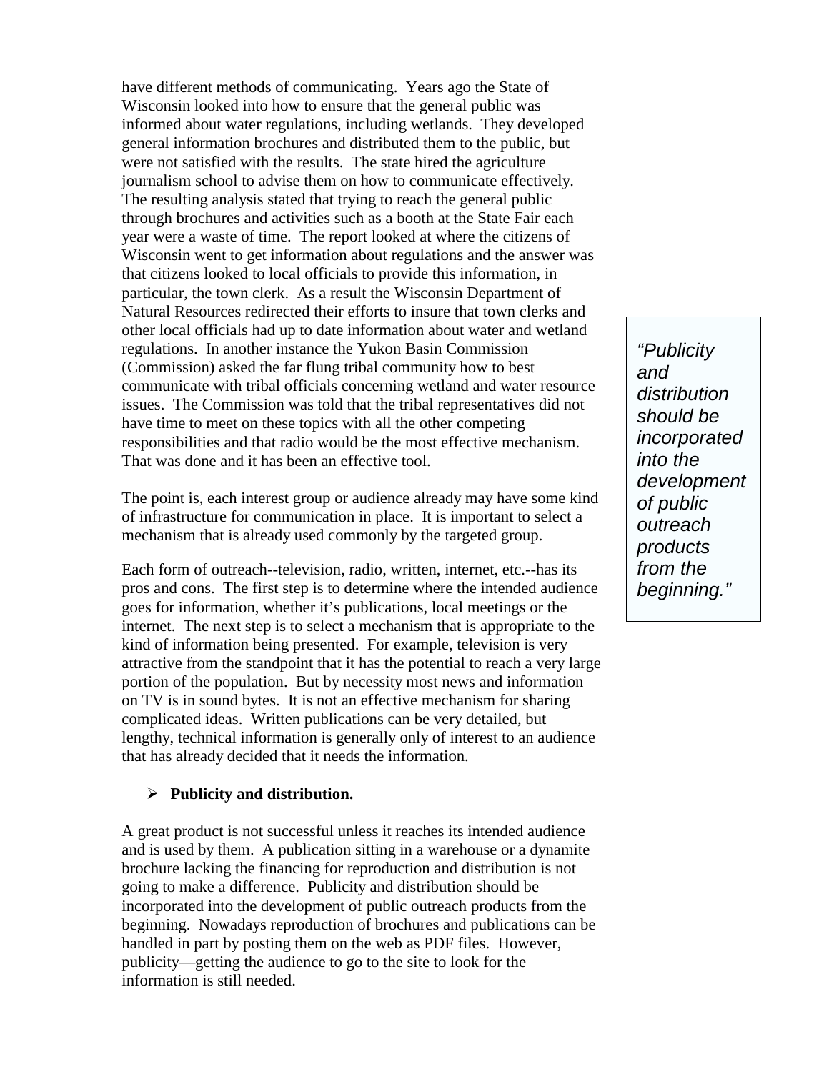have different methods of communicating. Years ago the State of Wisconsin looked into how to ensure that the general public was informed about water regulations, including wetlands. They developed general information brochures and distributed them to the public, but were not satisfied with the results. The state hired the agriculture journalism school to advise them on how to communicate effectively. The resulting analysis stated that trying to reach the general public through brochures and activities such as a booth at the State Fair each year were a waste of time. The report looked at where the citizens of Wisconsin went to get information about regulations and the answer was that citizens looked to local officials to provide this information, in particular, the town clerk. As a result the Wisconsin Department of Natural Resources redirected their efforts to insure that town clerks and other local officials had up to date information about water and wetland regulations. In another instance the Yukon Basin Commission (Commission) asked the far flung tribal community how to best communicate with tribal officials concerning wetland and water resource issues. The Commission was told that the tribal representatives did not have time to meet on these topics with all the other competing responsibilities and that radio would be the most effective mechanism. That was done and it has been an effective tool.

The point is, each interest group or audience already may have some kind of infrastructure for communication in place. It is important to select a mechanism that is already used commonly by the targeted group.

Each form of outreach--television, radio, written, internet, etc.--has its pros and cons. The first step is to determine where the intended audience goes for information, whether it's publications, local meetings or the internet. The next step is to select a mechanism that is appropriate to the kind of information being presented. For example, television is very attractive from the standpoint that it has the potential to reach a very large portion of the population. But by necessity most news and information on TV is in sound bytes. It is not an effective mechanism for sharing complicated ideas. Written publications can be very detailed, but lengthy, technical information is generally only of interest to an audience that has already decided that it needs the information.

> *"Publicity and distribution should be incorporated into the development of public outreach products from the beginning."*

- **Publicity and distribution.**

A great product is not successful unless it reaches its intended audience and is used by them. A publication sitting in a warehouse or a dynamite brochure lacking the financing for reproduction and distribution is not going to make a difference. Publicity and distribution should be incorporated into the development of public outreach products from the beginning. Nowadays reproduction of brochures and publications can be handled in part by posting them on the web as PDF files. However, publicity—getting the audience to go to the site to look for the information is still needed.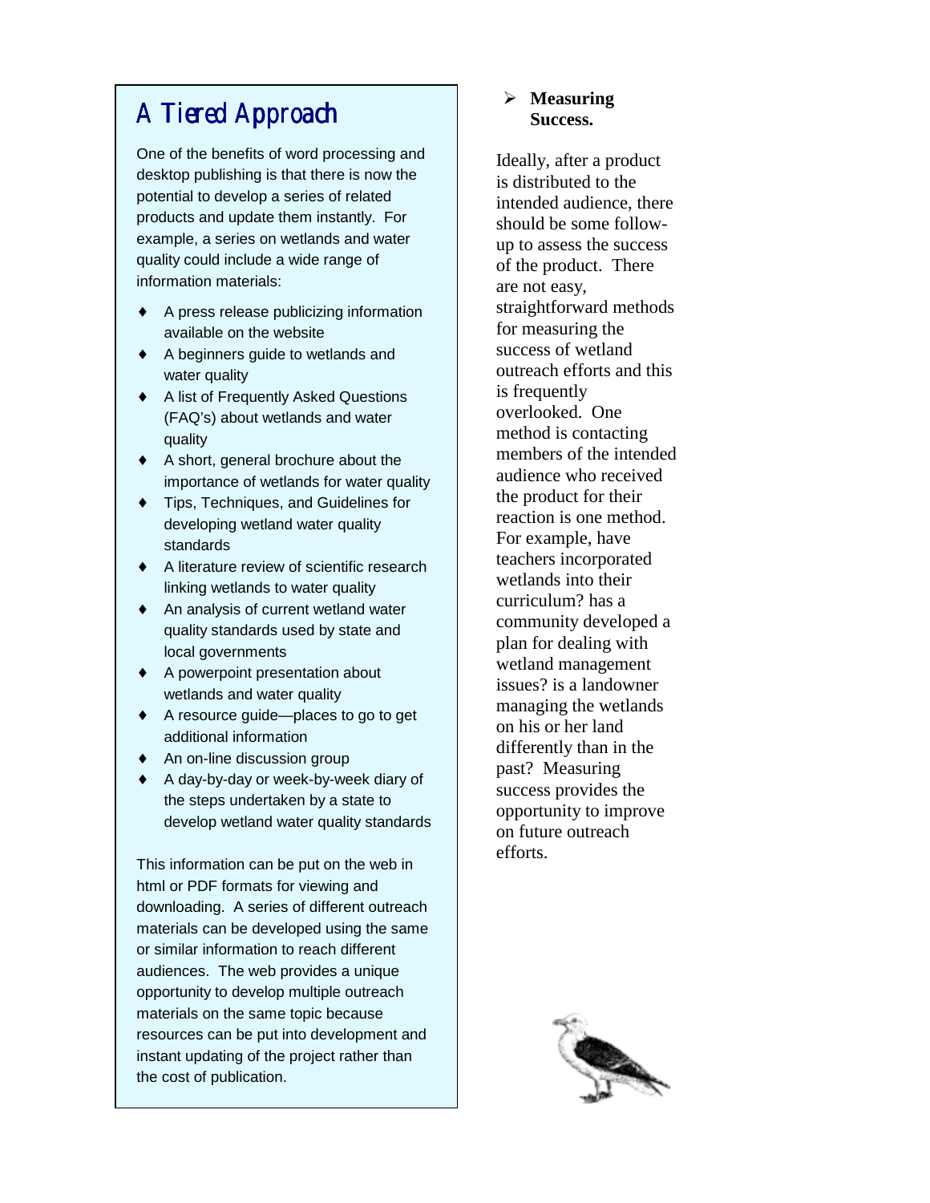## A Tiered Approach

One of the benefits of word processing and desktop publishing is that there is now the potential to develop a series of related products and update them instantly. For example, a series on wetlands and water quality could include a wide range of information materials:

- A press release publicizing information available on the website
- A beginners guide to wetlands and water quality
- A list of Frequently Asked Questions (FAQ's) about wetlands and water quality
- A short, general brochure about the importance of wetlands for water quality
- Tips, Techniques, and Guidelines for developing wetland water quality standards
- A literature review of scientific research linking wetlands to water quality
- An analysis of current wetland water quality standards used by state and local governments
- A powerpoint presentation about wetlands and water quality
- A resource guide—places to go to get additional information
- An on-line discussion group
- A day-by-day or week-by-week diary of the steps undertaken by a state to develop wetland water quality standards

This information can be put on the web in html or PDF formats for viewing and downloading. A series of different outreach materials can be developed using the same or similar information to reach different audiences. The web provides a unique opportunity to develop multiple outreach materials on the same topic because resources can be put into development and instant updating of the project rather than the cost of publication.

- **Measuring Success.**

Ideally, after a product is distributed to the intended audience, there should be some follow-up to assess the success of the product. There are not easy, straightforward methods for measuring the success of wetland outreach efforts and this is frequently overlooked. One method is contacting members of the intended audience who received the product for their reaction is one method. For example, have teachers incorporated wetlands into their curriculum? has a community developed a plan for dealing with wetland management issues? is a landowner managing the wetlands on his or her land differently than in the past? Measuring success provides the opportunity to improve on future outreach efforts.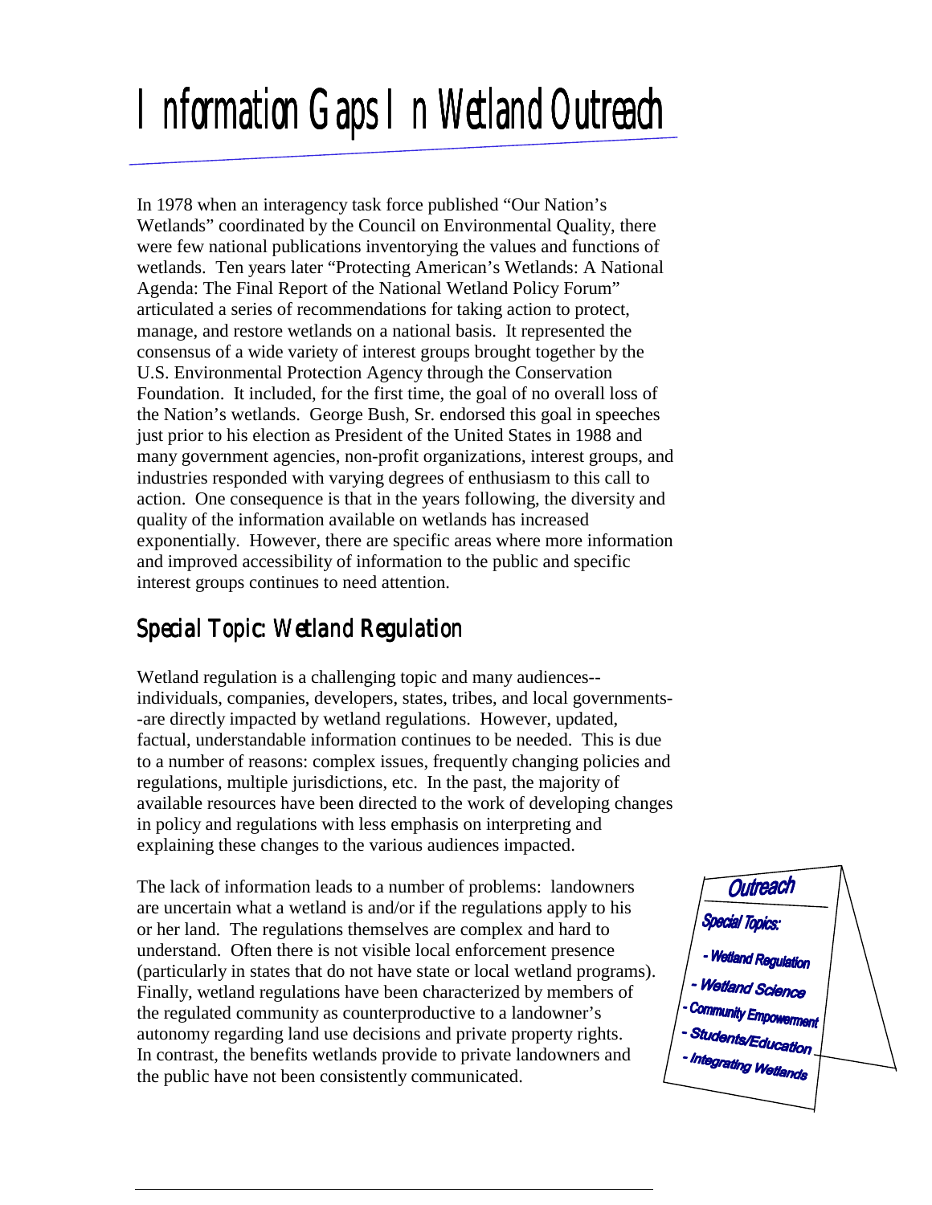# Information Gaps In Wetland Outreach

In 1978 when an interagency task force published "Our Nation's Wetlands" coordinated by the Council on Environmental Quality, there were few national publications inventorying the values and functions of wetlands. Ten years later "Protecting American's Wetlands: A National Agenda: The Final Report of the National Wetland Policy Forum" articulated a series of recommendations for taking action to protect, manage, and restore wetlands on a national basis. It represented the consensus of a wide variety of interest groups brought together by the U.S. Environmental Protection Agency through the Conservation Foundation. It included, for the first time, the goal of no overall loss of the Nation's wetlands. George Bush, Sr. endorsed this goal in speeches just prior to his election as President of the United States in 1988 and many government agencies, non-profit organizations, interest groups, and industries responded with varying degrees of enthusiasm to this call to action. One consequence is that in the years following, the diversity and quality of the information available on wetlands has increased exponentially. However, there are specific areas where more information and improved accessibility of information to the public and specific interest groups continues to need attention.

## Special Topic: Wetland Regulation

Wetland regulation is a challenging topic and many audiences--individuals, companies, developers, states, tribes, and local governments--are directly impacted by wetland regulations. However, updated, factual, understandable information continues to be needed. This is due to a number of reasons: complex issues, frequently changing policies and regulations, multiple jurisdictions, etc. In the past, the majority of available resources have been directed to the work of developing changes in policy and regulations with less emphasis on interpreting and explaining these changes to the various audiences impacted.

The lack of information leads to a number of problems: landowners are uncertain what a wetland is and/or if the regulations apply to his or her land. The regulations themselves are complex and hard to understand. Often there is not visible local enforcement presence (particularly in states that do not have state or local wetland programs). Finally, wetland regulations have been characterized by members of the regulated community as counterproductive to a landowner's autonomy regarding land use decisions and private property rights. In contrast, the benefits wetlands provide to private landowners and the public have not been consistently communicated.

**Outreach**

**Special Topics:**

- Wetland Regulation
- Wetland Science
- Community Empowerment
- Students/Education
- Integrating Wetlands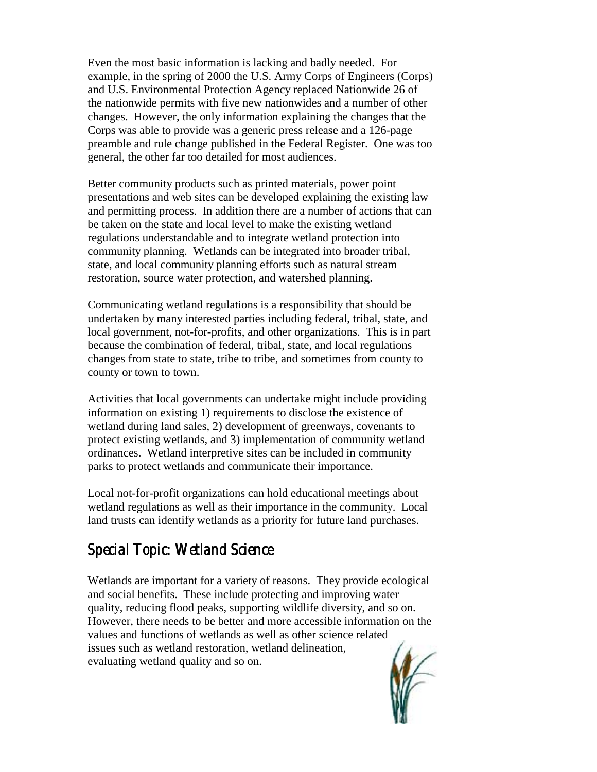Even the most basic information is lacking and badly needed. For example, in the spring of 2000 the U.S. Army Corps of Engineers (Corps) and U.S. Environmental Protection Agency replaced Nationwide 26 of the nationwide permits with five new nationwides and a number of other changes. However, the only information explaining the changes that the Corps was able to provide was a generic press release and a 126-page preamble and rule change published in the Federal Register. One was too general, the other far too detailed for most audiences.

Better community products such as printed materials, power point presentations and web sites can be developed explaining the existing law and permitting process. In addition there are a number of actions that can be taken on the state and local level to make the existing wetland regulations understandable and to integrate wetland protection into community planning. Wetlands can be integrated into broader tribal, state, and local community planning efforts such as natural stream restoration, source water protection, and watershed planning.

Communicating wetland regulations is a responsibility that should be undertaken by many interested parties including federal, tribal, state, and local government, not-for-profits, and other organizations. This is in part because the combination of federal, tribal, state, and local regulations changes from state to state, tribe to tribe, and sometimes from county to county or town to town.

Activities that local governments can undertake might include providing information on existing 1) requirements to disclose the existence of wetland during land sales, 2) development of greenways, covenants to protect existing wetlands, and 3) implementation of community wetland ordinances. Wetland interpretive sites can be included in community parks to protect wetlands and communicate their importance.

Local not-for-profit organizations can hold educational meetings about wetland regulations as well as their importance in the community. Local land trusts can identify wetlands as a priority for future land purchases.

## Special Topic: Wetland Science

Wetlands are important for a variety of reasons. They provide ecological and social benefits. These include protecting and improving water quality, reducing flood peaks, supporting wildlife diversity, and so on. However, there needs to be better and more accessible information on the values and functions of wetlands as well as other science related issues such as wetland restoration, wetland delineation, evaluating wetland quality and so on.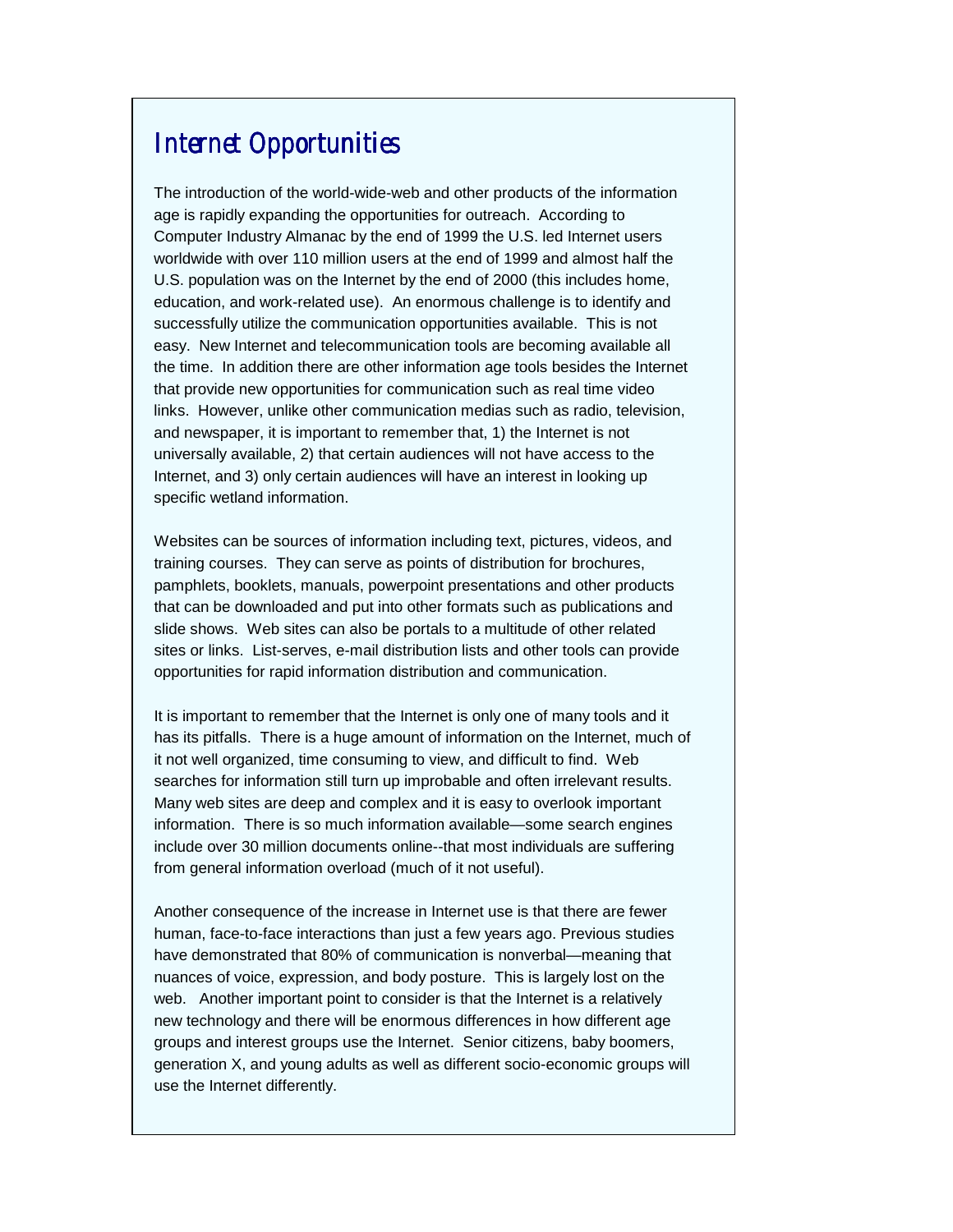## Internet Opportunities

The introduction of the world-wide-web and other products of the information age is rapidly expanding the opportunities for outreach. According to Computer Industry Almanac by the end of 1999 the U.S. led Internet users worldwide with over 110 million users at the end of 1999 and almost half the U.S. population was on the Internet by the end of 2000 (this includes home, education, and work-related use). An enormous challenge is to identify and successfully utilize the communication opportunities available. This is not easy. New Internet and telecommunication tools are becoming available all the time. In addition there are other information age tools besides the Internet that provide new opportunities for communication such as real time video links. However, unlike other communication medias such as radio, television, and newspaper, it is important to remember that, 1) the Internet is not universally available, 2) that certain audiences will not have access to the Internet, and 3) only certain audiences will have an interest in looking up specific wetland information.

Websites can be sources of information including text, pictures, videos, and training courses. They can serve as points of distribution for brochures, pamphlets, booklets, manuals, powerpoint presentations and other products that can be downloaded and put into other formats such as publications and slide shows. Web sites can also be portals to a multitude of other related sites or links. List-serves, e-mail distribution lists and other tools can provide opportunities for rapid information distribution and communication.

It is important to remember that the Internet is only one of many tools and it has its pitfalls. There is a huge amount of information on the Internet, much of it not well organized, time consuming to view, and difficult to find. Web searches for information still turn up improbable and often irrelevant results. Many web sites are deep and complex and it is easy to overlook important information. There is so much information available—some search engines include over 30 million documents online--that most individuals are suffering from general information overload (much of it not useful).

Another consequence of the increase in Internet use is that there are fewer human, face-to-face interactions than just a few years ago. Previous studies have demonstrated that 80% of communication is nonverbal—meaning that nuances of voice, expression, and body posture. This is largely lost on the web. Another important point to consider is that the Internet is a relatively new technology and there will be enormous differences in how different age groups and interest groups use the Internet. Senior citizens, baby boomers, generation X, and young adults as well as different socio-economic groups will use the Internet differently.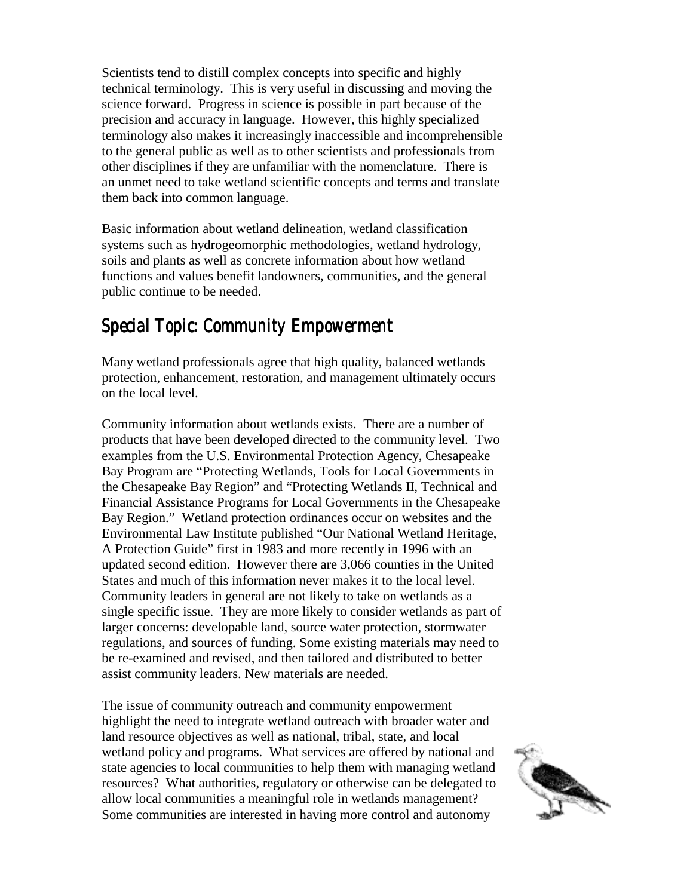Scientists tend to distill complex concepts into specific and highly technical terminology. This is very useful in discussing and moving the science forward. Progress in science is possible in part because of the precision and accuracy in language. However, this highly specialized terminology also makes it increasingly inaccessible and incomprehensible to the general public as well as to other scientists and professionals from other disciplines if they are unfamiliar with the nomenclature. There is an unmet need to take wetland scientific concepts and terms and translate them back into common language.

Basic information about wetland delineation, wetland classification systems such as hydrogeomorphic methodologies, wetland hydrology, soils and plants as well as concrete information about how wetland functions and values benefit landowners, communities, and the general public continue to be needed.

## Special Topic: Community Empowerment

Many wetland professionals agree that high quality, balanced wetlands protection, enhancement, restoration, and management ultimately occurs on the local level.

Community information about wetlands exists. There are a number of products that have been developed directed to the community level. Two examples from the U.S. Environmental Protection Agency, Chesapeake Bay Program are "Protecting Wetlands, Tools for Local Governments in the Chesapeake Bay Region" and "Protecting Wetlands II, Technical and Financial Assistance Programs for Local Governments in the Chesapeake Bay Region." Wetland protection ordinances occur on websites and the Environmental Law Institute published "Our National Wetland Heritage, A Protection Guide" first in 1983 and more recently in 1996 with an updated second edition. However there are 3,066 counties in the United States and much of this information never makes it to the local level. Community leaders in general are not likely to take on wetlands as a single specific issue. They are more likely to consider wetlands as part of larger concerns: developable land, source water protection, stormwater regulations, and sources of funding. Some existing materials may need to be re-examined and revised, and then tailored and distributed to better assist community leaders. New materials are needed.

The issue of community outreach and community empowerment highlight the need to integrate wetland outreach with broader water and land resource objectives as well as national, tribal, state, and local wetland policy and programs. What services are offered by national and state agencies to local communities to help them with managing wetland resources? What authorities, regulatory or otherwise can be delegated to allow local communities a meaningful role in wetlands management? Some communities are interested in having more control and autonomy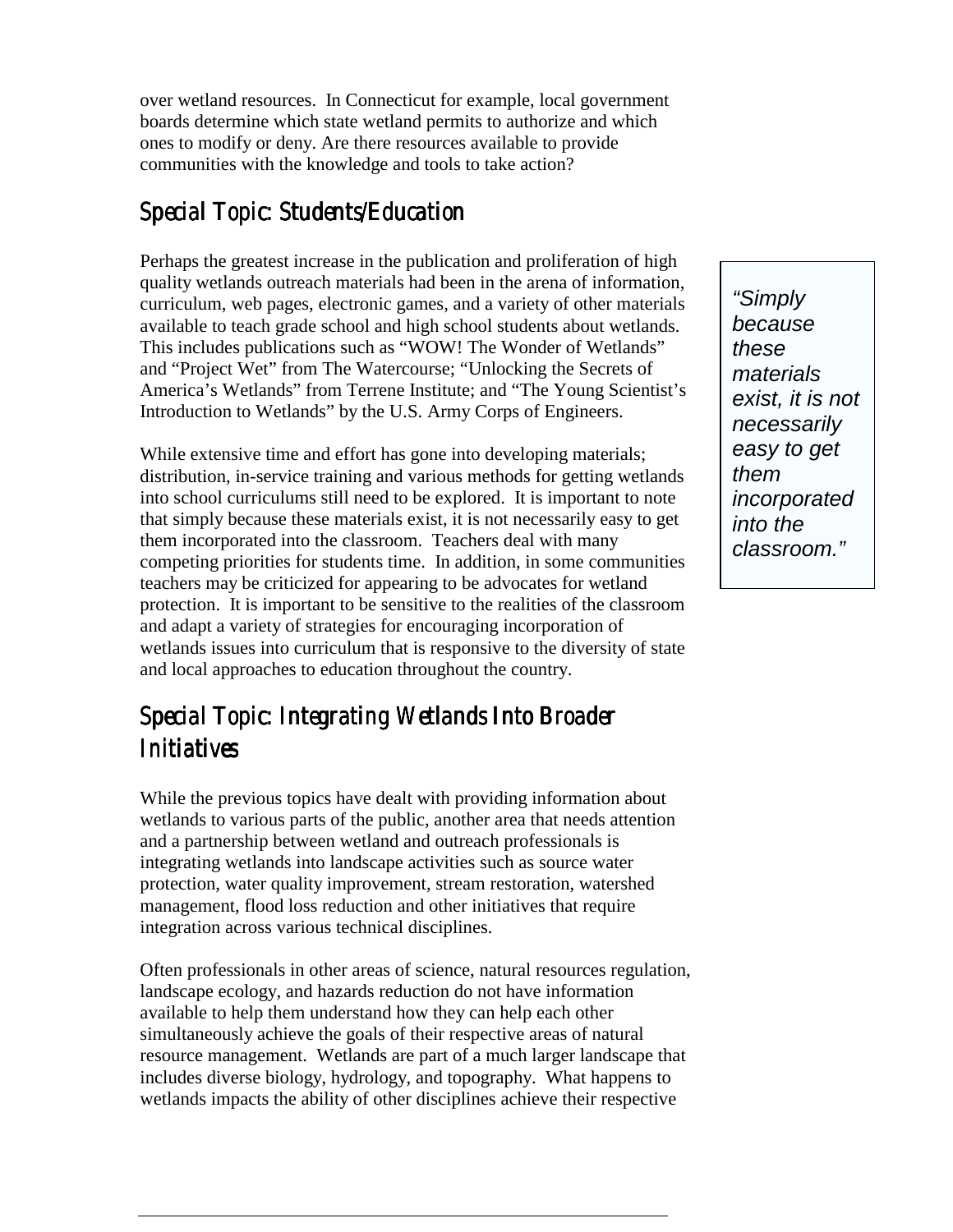over wetland resources. In Connecticut for example, local government boards determine which state wetland permits to authorize and which ones to modify or deny. Are there resources available to provide communities with the knowledge and tools to take action?

## Special Topic: Students/Education

Perhaps the greatest increase in the publication and proliferation of high quality wetlands outreach materials had been in the arena of information, curriculum, web pages, electronic games, and a variety of other materials available to teach grade school and high school students about wetlands. This includes publications such as "WOW! The Wonder of Wetlands" and "Project Wet" from The Watercourse; "Unlocking the Secrets of America's Wetlands" from Terrene Institute; and "The Young Scientist's Introduction to Wetlands" by the U.S. Army Corps of Engineers.

> *"Simply because these materials exist, it is not necessarily easy to get them incorporated into the classroom."*

While extensive time and effort has gone into developing materials; distribution, in-service training and various methods for getting wetlands into school curriculums still need to be explored. It is important to note that simply because these materials exist, it is not necessarily easy to get them incorporated into the classroom. Teachers deal with many competing priorities for students time. In addition, in some communities teachers may be criticized for appearing to be advocates for wetland protection. It is important to be sensitive to the realities of the classroom and adapt a variety of strategies for encouraging incorporation of wetlands issues into curriculum that is responsive to the diversity of state and local approaches to education throughout the country.

## Special Topic: Integrating Wetlands Into Broader Initiatives

While the previous topics have dealt with providing information about wetlands to various parts of the public, another area that needs attention and a partnership between wetland and outreach professionals is integrating wetlands into landscape activities such as source water protection, water quality improvement, stream restoration, watershed management, flood loss reduction and other initiatives that require integration across various technical disciplines.

Often professionals in other areas of science, natural resources regulation, landscape ecology, and hazards reduction do not have information available to help them understand how they can help each other simultaneously achieve the goals of their respective areas of natural resource management. Wetlands are part of a much larger landscape that includes diverse biology, hydrology, and topography. What happens to wetlands impacts the ability of other disciplines achieve their respective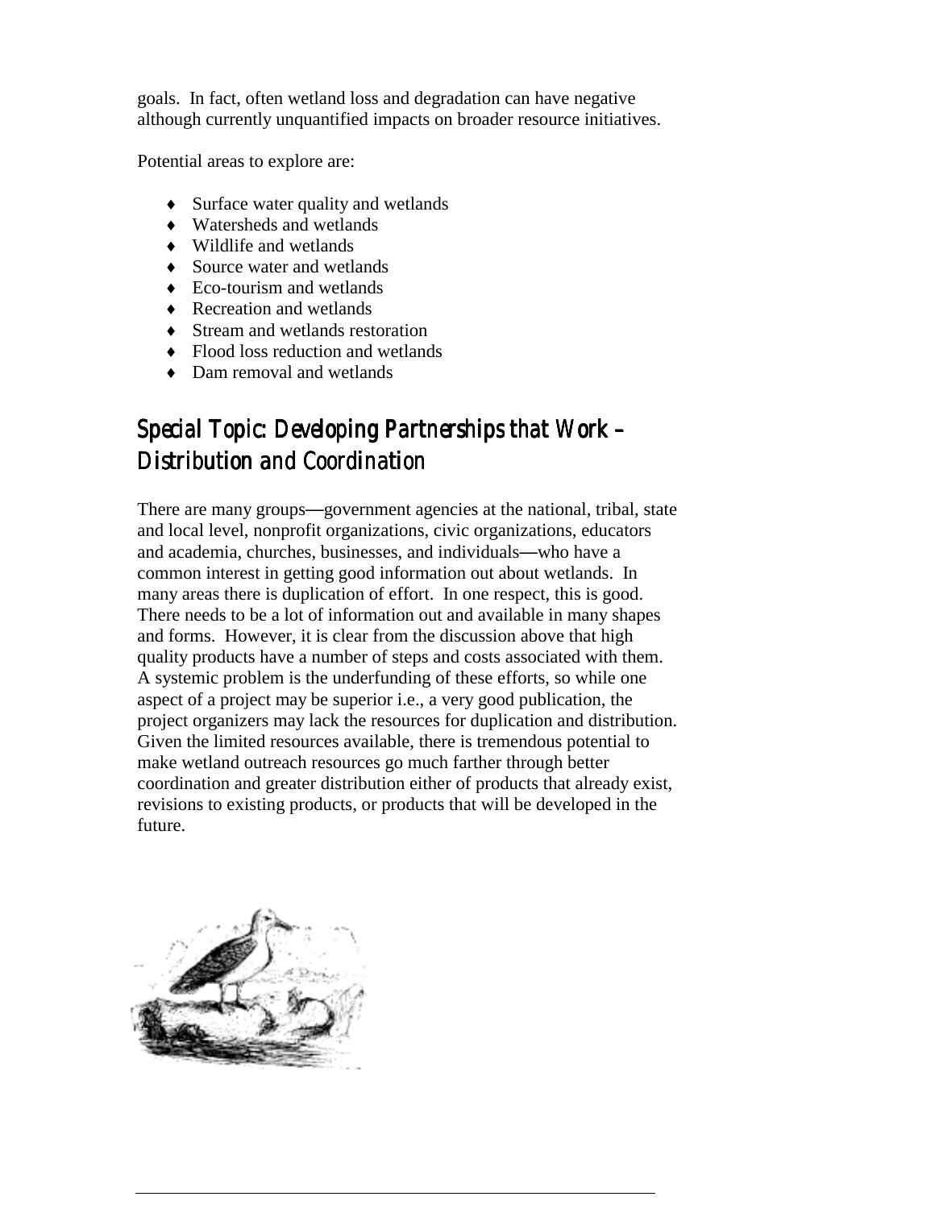goals. In fact, often wetland loss and degradation can have negative although currently unquantified impacts on broader resource initiatives.

Potential areas to explore are:

- Surface water quality and wetlands
- Watersheds and wetlands
- Wildlife and wetlands
- Source water and wetlands
- Eco-tourism and wetlands
- Recreation and wetlands
- Stream and wetlands restoration
- Flood loss reduction and wetlands
- Dam removal and wetlands

## Special Topic: Developing Partnerships that Work – Distribution and Coordination

There are many groups—government agencies at the national, tribal, state and local level, nonprofit organizations, civic organizations, educators and academia, churches, businesses, and individuals—who have a common interest in getting good information out about wetlands. In many areas there is duplication of effort. In one respect, this is good. There needs to be a lot of information out and available in many shapes and forms. However, it is clear from the discussion above that high quality products have a number of steps and costs associated with them. A systemic problem is the underfunding of these efforts, so while one aspect of a project may be superior i.e., a very good publication, the project organizers may lack the resources for duplication and distribution. Given the limited resources available, there is tremendous potential to make wetland outreach resources go much farther through better coordination and greater distribution either of products that already exist, revisions to existing products, or products that will be developed in the future.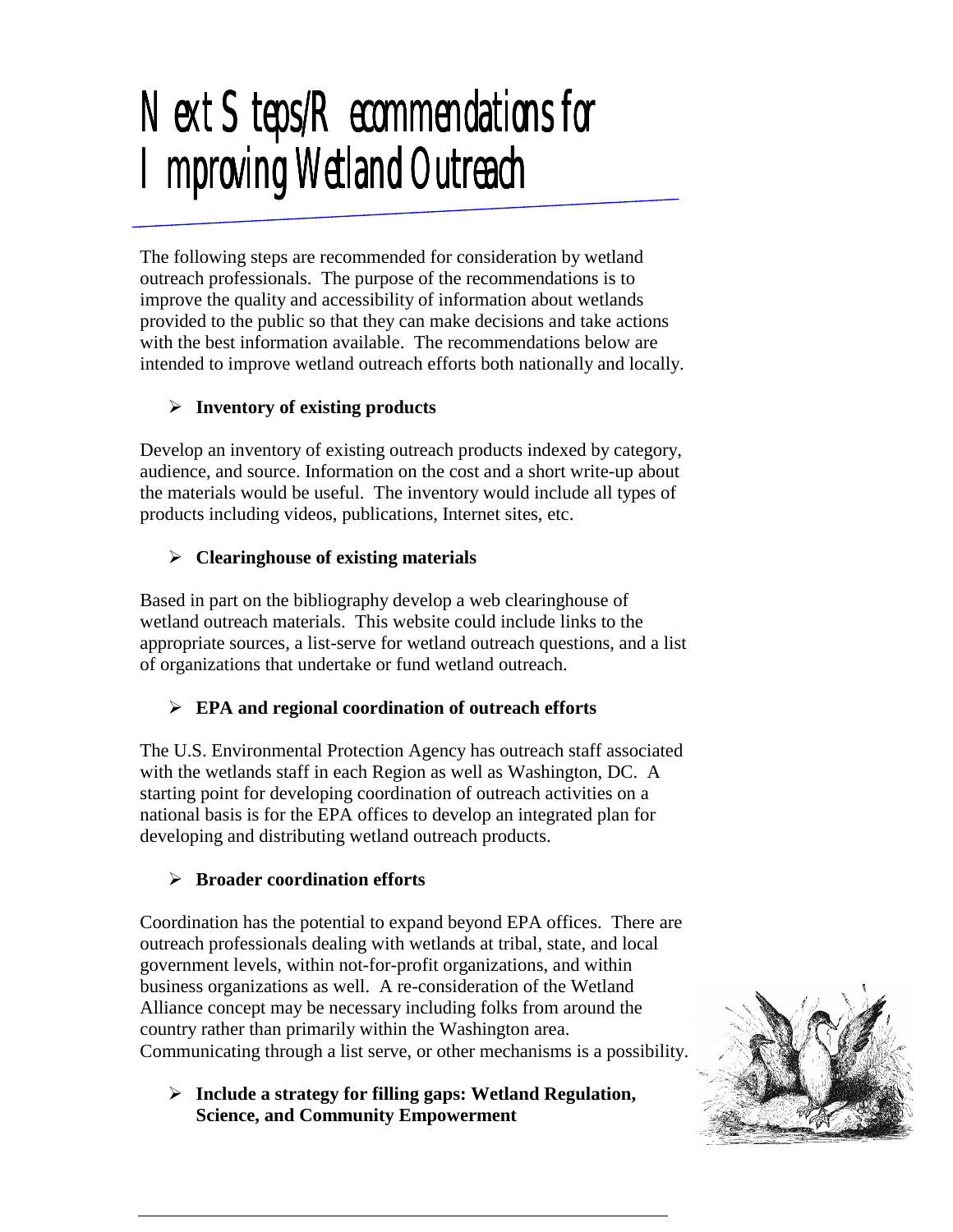# Next Steps/Recommendations for Improving Wetland Outreach

The following steps are recommended for consideration by wetland outreach professionals. The purpose of the recommendations is to improve the quality and accessibility of information about wetlands provided to the public so that they can make decisions and take actions with the best information available. The recommendations below are intended to improve wetland outreach efforts both nationally and locally.

- **Inventory of existing products**

Develop an inventory of existing outreach products indexed by category, audience, and source. Information on the cost and a short write-up about the materials would be useful. The inventory would include all types of products including videos, publications, Internet sites, etc.

- **Clearinghouse of existing materials**

Based in part on the bibliography develop a web clearinghouse of wetland outreach materials. This website could include links to the appropriate sources, a list-serve for wetland outreach questions, and a list of organizations that undertake or fund wetland outreach.

- **EPA and regional coordination of outreach efforts**

The U.S. Environmental Protection Agency has outreach staff associated with the wetlands staff in each Region as well as Washington, DC. A starting point for developing coordination of outreach activities on a national basis is for the EPA offices to develop an integrated plan for developing and distributing wetland outreach products.

- **Broader coordination efforts**

Coordination has the potential to expand beyond EPA offices. There are outreach professionals dealing with wetlands at tribal, state, and local government levels, within not-for-profit organizations, and within business organizations as well. A re-consideration of the Wetland Alliance concept may be necessary including folks from around the country rather than primarily within the Washington area. Communicating through a list serve, or other mechanisms is a possibility.

- **Include a strategy for filling gaps: Wetland Regulation, Science, and Community Empowerment**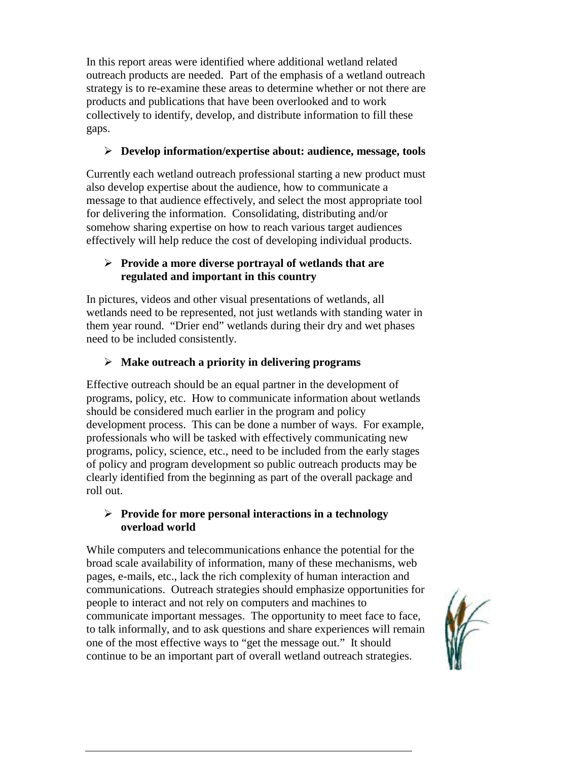In this report areas were identified where additional wetland related outreach products are needed. Part of the emphasis of a wetland outreach strategy is to re-examine these areas to determine whether or not there are products and publications that have been overlooked and to work collectively to identify, develop, and distribute information to fill these gaps.

- **Develop information/expertise about: audience, message, tools**

Currently each wetland outreach professional starting a new product must also develop expertise about the audience, how to communicate a message to that audience effectively, and select the most appropriate tool for delivering the information. Consolidating, distributing and/or somehow sharing expertise on how to reach various target audiences effectively will help reduce the cost of developing individual products.

- **Provide a more diverse portrayal of wetlands that are regulated and important in this country**

In pictures, videos and other visual presentations of wetlands, all wetlands need to be represented, not just wetlands with standing water in them year round. "Drier end" wetlands during their dry and wet phases need to be included consistently.

- **Make outreach a priority in delivering programs**

Effective outreach should be an equal partner in the development of programs, policy, etc. How to communicate information about wetlands should be considered much earlier in the program and policy development process. This can be done a number of ways. For example, professionals who will be tasked with effectively communicating new programs, policy, science, etc., need to be included from the early stages of policy and program development so public outreach products may be clearly identified from the beginning as part of the overall package and roll out.

- **Provide for more personal interactions in a technology overload world**

While computers and telecommunications enhance the potential for the broad scale availability of information, many of these mechanisms, web pages, e-mails, etc., lack the rich complexity of human interaction and communications. Outreach strategies should emphasize opportunities for people to interact and not rely on computers and machines to communicate important messages. The opportunity to meet face to face, to talk informally, and to ask questions and share experiences will remain one of the most effective ways to "get the message out." It should continue to be an important part of overall wetland outreach strategies.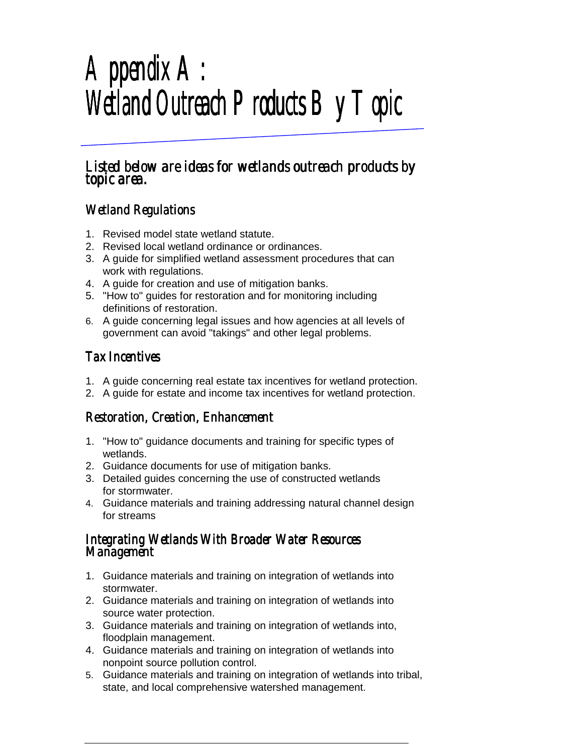# Appendix A: Wetland Outreach Products By Topic

## Listed below are ideas for wetlands outreach products by topic area.

### Wetland Regulations

1. Revised model state wetland statute.
2. Revised local wetland ordinance or ordinances.
3. A guide for simplified wetland assessment procedures that can work with regulations.
4. A guide for creation and use of mitigation banks.
5. "How to" guides for restoration and for monitoring including definitions of restoration.
6. A guide concerning legal issues and how agencies at all levels of government can avoid "takings" and other legal problems.

### Tax Incentives

1. A guide concerning real estate tax incentives for wetland protection.
2. A guide for estate and income tax incentives for wetland protection.

### Restoration, Creation, Enhancement

1. "How to" guidance documents and training for specific types of wetlands.
2. Guidance documents for use of mitigation banks.
3. Detailed guides concerning the use of constructed wetlands for stormwater.
4. Guidance materials and training addressing natural channel design for streams

### Integrating Wetlands With Broader Water Resources Management

1. Guidance materials and training on integration of wetlands into stormwater.
2. Guidance materials and training on integration of wetlands into source water protection.
3. Guidance materials and training on integration of wetlands into, floodplain management.
4. Guidance materials and training on integration of wetlands into nonpoint source pollution control.
5. Guidance materials and training on integration of wetlands into tribal, state, and local comprehensive watershed management.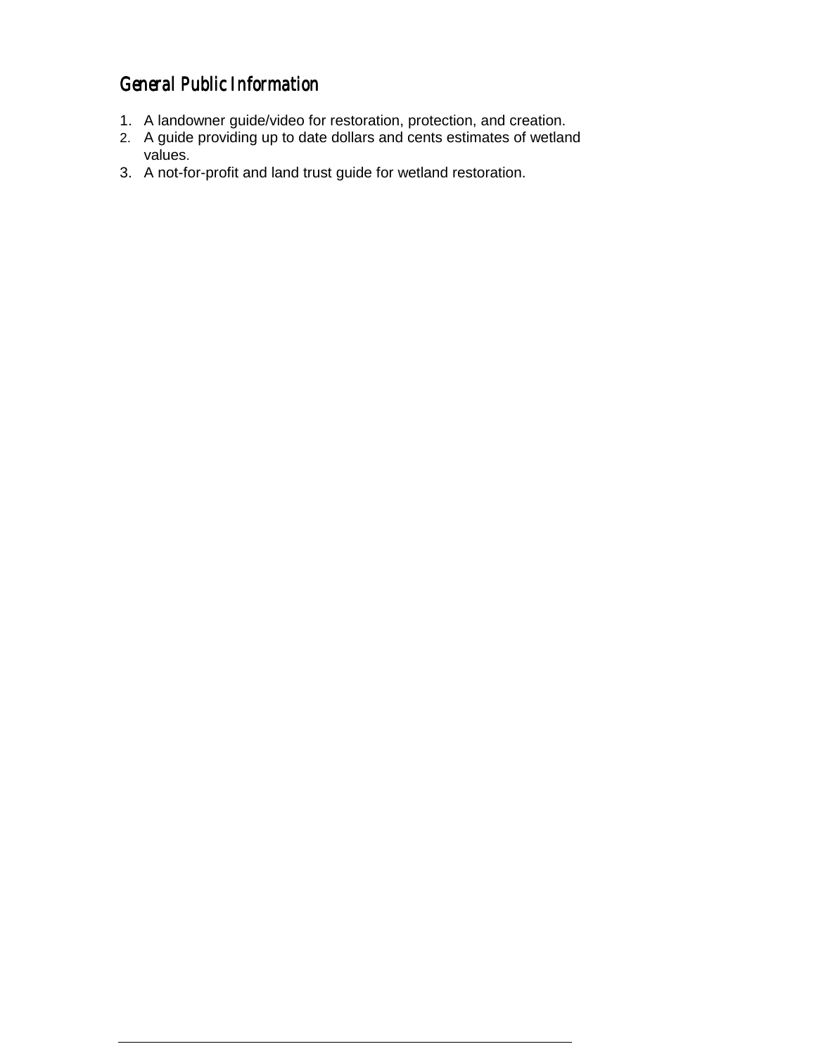## General Public Information

1. A landowner guide/video for restoration, protection, and creation.
2. A guide providing up to date dollars and cents estimates of wetland values.
3. A not-for-profit and land trust guide for wetland restoration.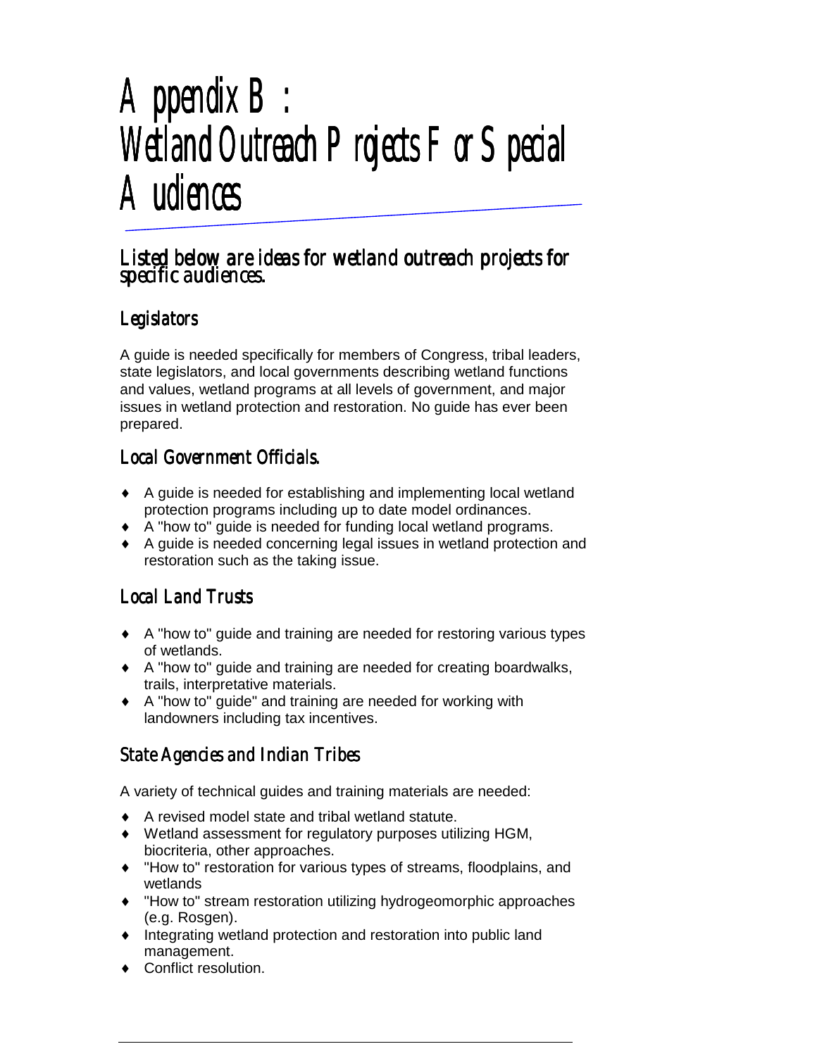# Appendix B: Wetland Outreach Projects For Special Audiences

## Listed below are ideas for wetland outreach projects for specific audiences.

### Legislators

A guide is needed specifically for members of Congress, tribal leaders, state legislators, and local governments describing wetland functions and values, wetland programs at all levels of government, and major issues in wetland protection and restoration. No guide has ever been prepared.

### Local Government Officials.

- A guide is needed for establishing and implementing local wetland protection programs including up to date model ordinances.
- A "how to" guide is needed for funding local wetland programs.
- A guide is needed concerning legal issues in wetland protection and restoration such as the taking issue.

### Local Land Trusts

- A "how to" guide and training are needed for restoring various types of wetlands.
- A "how to" guide and training are needed for creating boardwalks, trails, interpretative materials.
- A "how to" guide" and training are needed for working with landowners including tax incentives.

### State Agencies and Indian Tribes

A variety of technical guides and training materials are needed:

- A revised model state and tribal wetland statute.
- Wetland assessment for regulatory purposes utilizing HGM, biocriteria, other approaches.
- "How to" restoration for various types of streams, floodplains, and wetlands
- "How to" stream restoration utilizing hydrogeomorphic approaches (e.g. Rosgen).
- Integrating wetland protection and restoration into public land management.
- Conflict resolution.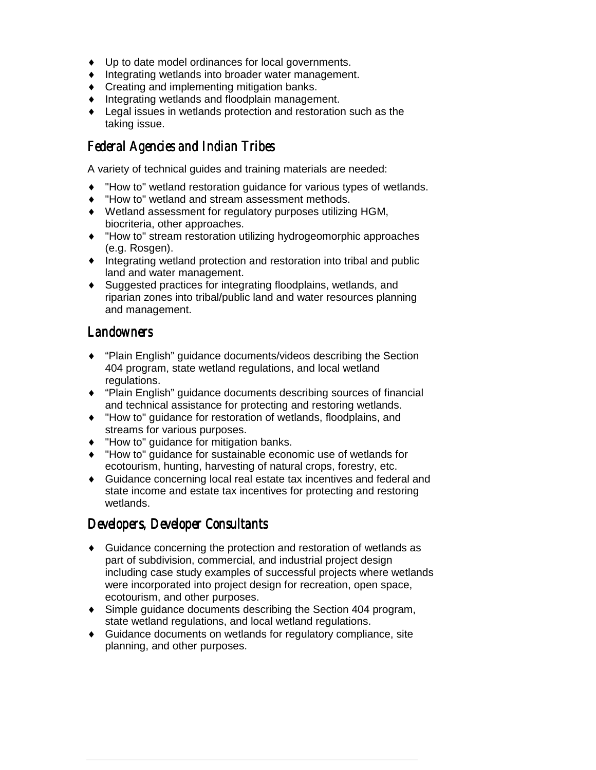- Up to date model ordinances for local governments.
- Integrating wetlands into broader water management.
- Creating and implementing mitigation banks.
- Integrating wetlands and floodplain management.
- Legal issues in wetlands protection and restoration such as the taking issue.

## Federal Agencies and Indian Tribes

A variety of technical guides and training materials are needed:

- "How to" wetland restoration guidance for various types of wetlands.
- "How to" wetland and stream assessment methods.
- Wetland assessment for regulatory purposes utilizing HGM, biocriteria, other approaches.
- "How to" stream restoration utilizing hydrogeomorphic approaches (e.g. Rosgen).
- Integrating wetland protection and restoration into tribal and public land and water management.
- Suggested practices for integrating floodplains, wetlands, and riparian zones into tribal/public land and water resources planning and management.

## Landowners

- "Plain English" guidance documents/videos describing the Section 404 program, state wetland regulations, and local wetland regulations.
- "Plain English" guidance documents describing sources of financial and technical assistance for protecting and restoring wetlands.
- "How to" guidance for restoration of wetlands, floodplains, and streams for various purposes.
- "How to" guidance for mitigation banks.
- "How to" guidance for sustainable economic use of wetlands for ecotourism, hunting, harvesting of natural crops, forestry, etc.
- Guidance concerning local real estate tax incentives and federal and state income and estate tax incentives for protecting and restoring wetlands.

## Developers, Developer Consultants

- Guidance concerning the protection and restoration of wetlands as part of subdivision, commercial, and industrial project design including case study examples of successful projects where wetlands were incorporated into project design for recreation, open space, ecotourism, and other purposes.
- Simple guidance documents describing the Section 404 program, state wetland regulations, and local wetland regulations.
- Guidance documents on wetlands for regulatory compliance, site planning, and other purposes.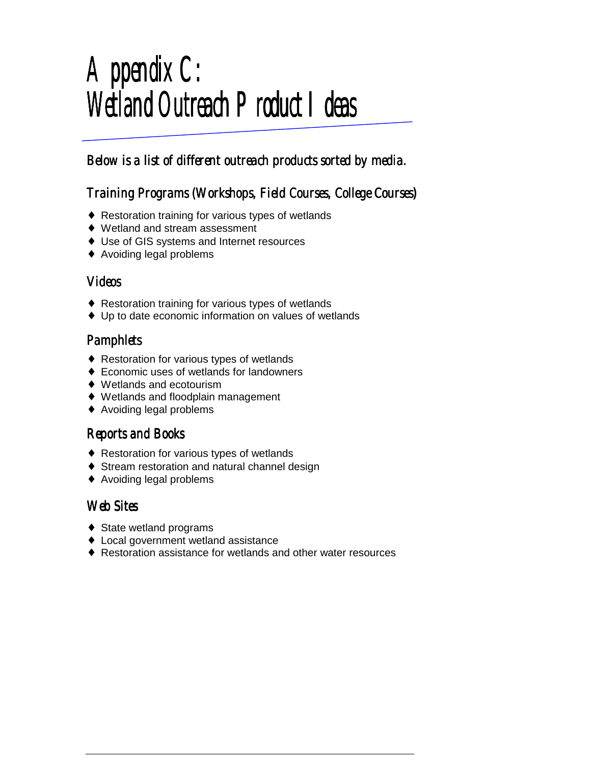# Appendix C:
# Wetland Outreach Product Ideas

## Below is a list of different outreach products sorted by media.

### Training Programs (Workshops, Field Courses, College Courses)

- Restoration training for various types of wetlands
- Wetland and stream assessment
- Use of GIS systems and Internet resources
- Avoiding legal problems

### Videos

- Restoration training for various types of wetlands
- Up to date economic information on values of wetlands

### Pamphlets

- Restoration for various types of wetlands
- Economic uses of wetlands for landowners
- Wetlands and ecotourism
- Wetlands and floodplain management
- Avoiding legal problems

### Reports and Books

- Restoration for various types of wetlands
- Stream restoration and natural channel design
- Avoiding legal problems

### Web Sites

- State wetland programs
- Local government wetland assistance
- Restoration assistance for wetlands and other water resources